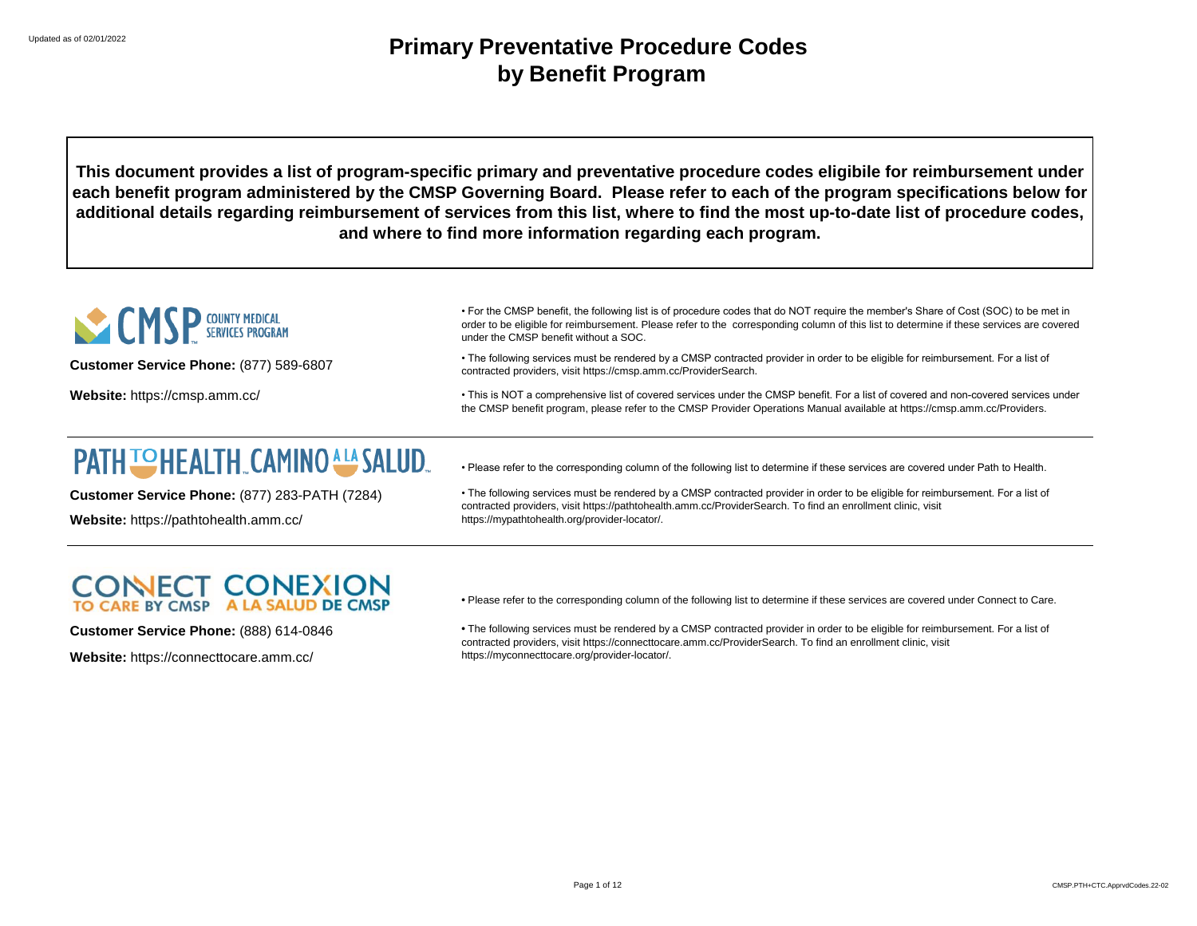Updated as of 02/01/2022

# Primary Preventative Procedure Codes by Benefit Program

**This document provides a list of program-specific primary and preventative procedure codes eligibile for reimbursement under each benefit program administered by the CMSP Governing Board. Please refer to each of the program specifications below for additional details regarding reimbursement of services from this list, where to find the most up-to-date list of procedure codes, and where to find more information regarding each program.**

## CMSP COUNTY MEDICAL SERVICES PROGRAM

**Customer Service Phone:** (877) 589-6807

**Website:** https://cmsp.amm.cc/

- For the CMSP benefit, the following list is of procedure codes that do NOT require the member's Share of Cost (SOC) to be met in order to be eligible for reimbursement. Please refer to the corresponding column of this list to determine if these services are covered under the CMSP benefit without a SOC.
- The following services must be rendered by a CMSP contracted provider in order to be eligible for reimbursement. For a list of contracted providers, visit https://cmsp.amm.cc/ProviderSearch.
- This is NOT a comprehensive list of covered services under the CMSP benefit. For a list of covered and non-covered services under the CMSP benefit program, please refer to the CMSP Provider Operations Manual available at https://cmsp.amm.cc/Providers.

## PATH TO HEALTH CAMINO A LA SALUD

**Customer Service Phone:** (877) 283-PATH (7284)

**Website:** https://pathtohealth.amm.cc/

- Please refer to the corresponding column of the following list to determine if these services are covered under Path to Health.
- The following services must be rendered by a CMSP contracted provider in order to be eligible for reimbursement. For a list of contracted providers, visit https://pathtohealth.amm.cc/ProviderSearch. To find an enrollment clinic, visit https://mypathtohealth.org/provider-locator/.

## CONNECT TO CARE BY CMSP CONEXION A LA SALUD DE CMSP

**Customer Service Phone:** (888) 614-0846

**Website:** https://connecttocare.amm.cc/

- Please refer to the corresponding column of the following list to determine if these services are covered under Connect to Care.
- The following services must be rendered by a CMSP contracted provider in order to be eligible for reimbursement. For a list of contracted providers, visit https://connecttocare.amm.cc/ProviderSearch. To find an enrollment clinic, visit https://myconnecttocare.org/provider-locator/.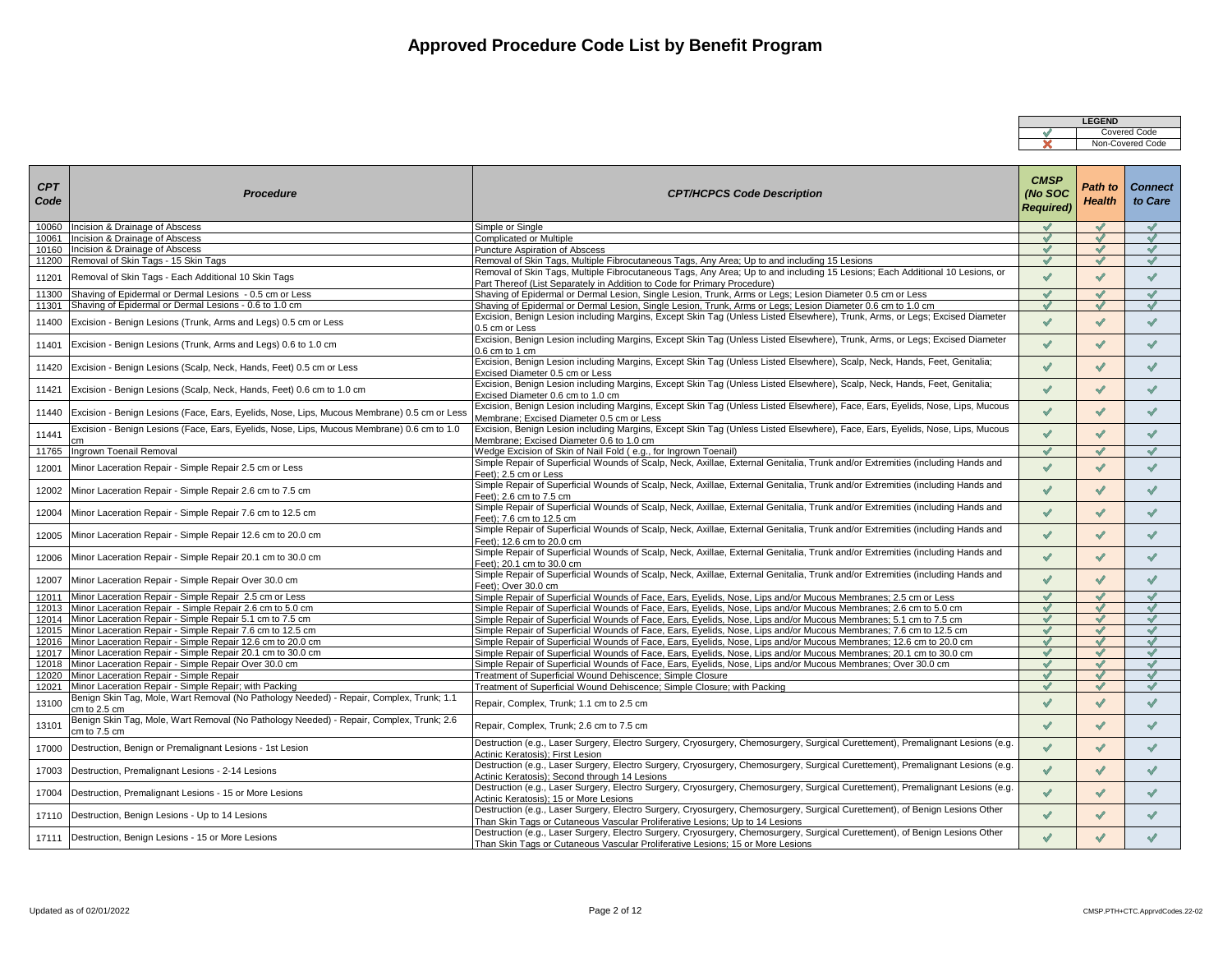# Approved Procedure Code List by Benefit Program

| LEGEND | |
|---|---|
| ✔ | Covered Code |
| ✘ | Non-Covered Code |

| CPT Code | Procedure | CPT/HCPCS Code Description | CMSP (No SOC Required) | Path to Health | Connect to Care |
|---|---|---|---|---|---|
| 10060 | Incision & Drainage of Abscess | Simple or Single | ✔ | ✔ | ✔ |
| 10061 | Incision & Drainage of Abscess | Complicated or Multiple | ✔ | ✔ | ✔ |
| 10160 | Incision & Drainage of Abscess | Puncture Aspiration of Abscess | ✔ | ✔ | ✔ |
| 11200 | Removal of Skin Tags - 15 Skin Tags | Removal of Skin Tags, Multiple Fibrocutaneous Tags, Any Area; Up to and including 15 Lesions | ✔ | ✔ | ✔ |
| 11201 | Removal of Skin Tags - Each Additional 10 Skin Tags | Removal of Skin Tags, Multiple Fibrocutaneous Tags, Any Area; Up to and including 15 Lesions; Each Additional 10 Lesions, or Part Thereof (List Separately in Addition to Code for Primary Procedure) | ✔ | ✔ | ✔ |
| 11300 | Shaving of Epidermal or Dermal Lesions - 0.5 cm or Less | Shaving of Epidermal or Dermal Lesion, Single Lesion, Trunk, Arms or Legs; Lesion Diameter 0.5 cm or Less | ✔ | ✔ | ✔ |
| 11301 | Shaving of Epidermal or Dermal Lesions - 0.6 to 1.0 cm | Shaving of Epidermal or Dermal Lesion, Single Lesion, Trunk, Arms or Legs; Lesion Diameter 0.6 cm to 1.0 cm | ✔ | ✔ | ✔ |
| 11400 | Excision - Benign Lesions (Trunk, Arms and Legs) 0.5 cm or Less | Excision, Benign Lesion including Margins, Except Skin Tag (Unless Listed Elsewhere), Trunk, Arms, or Legs; Excised Diameter 0.5 cm or Less | ✔ | ✔ | ✔ |
| 11401 | Excision - Benign Lesions (Trunk, Arms and Legs) 0.6 to 1.0 cm | Excision, Benign Lesion including Margins, Except Skin Tag (Unless Listed Elsewhere), Trunk, Arms, or Legs; Excised Diameter 0.6 cm to 1 cm | ✔ | ✔ | ✔ |
| 11420 | Excision - Benign Lesions (Scalp, Neck, Hands, Feet) 0.5 cm or Less | Excision, Benign Lesion including Margins, Except Skin Tag (Unless Listed Elsewhere), Scalp, Neck, Hands, Feet, Genitalia; Excised Diameter 0.5 cm or Less | ✔ | ✔ | ✔ |
| 11421 | Excision - Benign Lesions (Scalp, Neck, Hands, Feet) 0.6 cm to 1.0 cm | Excision, Benign Lesion including Margins, Except Skin Tag (Unless Listed Elsewhere), Scalp, Neck, Hands, Feet, Genitalia; Excised Diameter 0.6 cm to 1.0 cm | ✔ | ✔ | ✔ |
| 11440 | Excision - Benign Lesions (Face, Ears, Eyelids, Nose, Lips, Mucous Membrane) 0.5 cm or Less | Excision, Benign Lesion including Margins, Except Skin Tag (Unless Listed Elsewhere), Face, Ears, Eyelids, Nose, Lips, Mucous Membrane; Excised Diameter 0.5 cm or Less | ✔ | ✔ | ✔ |
| 11441 | Excision - Benign Lesions (Face, Ears, Eyelids, Nose, Lips, Mucous Membrane) 0.6 cm to 1.0 cm | Excision, Benign Lesion including Margins, Except Skin Tag (Unless Listed Elsewhere), Face, Ears, Eyelids, Nose, Lips, Mucous Membrane; Excised Diameter 0.6 to 1.0 cm | ✔ | ✔ | ✔ |
| 11765 | Ingrown Toenail Removal | Wedge Excision of Skin of Nail Fold ( e.g., for Ingrown Toenail) | ✔ | ✔ | ✔ |
| 12001 | Minor Laceration Repair - Simple Repair 2.5 cm or Less | Simple Repair of Superficial Wounds of Scalp, Neck, Axillae, External Genitalia, Trunk and/or Extremities (including Hands and Feet); 2.5 cm or Less | ✔ | ✔ | ✔ |
| 12002 | Minor Laceration Repair - Simple Repair 2.6 cm to 7.5 cm | Simple Repair of Superficial Wounds of Scalp, Neck, Axillae, External Genitalia, Trunk and/or Extremities (including Hands and Feet); 2.6 cm to 7.5 cm | ✔ | ✔ | ✔ |
| 12004 | Minor Laceration Repair - Simple Repair 7.6 cm to 12.5 cm | Simple Repair of Superficial Wounds of Scalp, Neck, Axillae, External Genitalia, Trunk and/or Extremities (including Hands and Feet); 7.6 cm to 12.5 cm | ✔ | ✔ | ✔ |
| 12005 | Minor Laceration Repair - Simple Repair 12.6 cm to 20.0 cm | Simple Repair of Superficial Wounds of Scalp, Neck, Axillae, External Genitalia, Trunk and/or Extremities (including Hands and Feet); 12.6 cm to 20.0 cm | ✔ | ✔ | ✔ |
| 12006 | Minor Laceration Repair - Simple Repair 20.1 cm to 30.0 cm | Simple Repair of Superficial Wounds of Scalp, Neck, Axillae, External Genitalia, Trunk and/or Extremities (including Hands and Feet); 20.1 cm to 30.0 cm | ✔ | ✔ | ✔ |
| 12007 | Minor Laceration Repair - Simple Repair Over 30.0 cm | Simple Repair of Superficial Wounds of Scalp, Neck, Axillae, External Genitalia, Trunk and/or Extremities (including Hands and Feet); Over 30.0 cm | ✔ | ✔ | ✔ |
| 12011 | Minor Laceration Repair - Simple Repair 2.5 cm or Less | Simple Repair of Superficial Wounds of Face, Ears, Eyelids, Nose, Lips and/or Mucous Membranes; 2.5 cm or Less | ✔ | ✔ | ✔ |
| 12013 | Minor Laceration Repair - Simple Repair 2.6 cm to 5.0 cm | Simple Repair of Superficial Wounds of Face, Ears, Eyelids, Nose, Lips and/or Mucous Membranes; 2.6 cm to 5.0 cm | ✔ | ✔ | ✔ |
| 12014 | Minor Laceration Repair - Simple Repair 5.1 cm to 7.5 cm | Simple Repair of Superficial Wounds of Face, Ears, Eyelids, Nose, Lips and/or Mucous Membranes; 5.1 cm to 7.5 cm | ✔ | ✔ | ✔ |
| 12015 | Minor Laceration Repair - Simple Repair 7.6 cm to 12.5 cm | Simple Repair of Superficial Wounds of Face, Ears, Eyelids, Nose, Lips and/or Mucous Membranes; 7.6 cm to 12.5 cm | ✔ | ✔ | ✔ |
| 12016 | Minor Laceration Repair - Simple Repair 12.6 cm to 20.0 cm | Simple Repair of Superficial Wounds of Face, Ears, Eyelids, Nose, Lips and/or Mucous Membranes; 12.6 cm to 20.0 cm | ✔ | ✔ | ✔ |
| 12017 | Minor Laceration Repair - Simple Repair 20.1 cm to 30.0 cm | Simple Repair of Superficial Wounds of Face, Ears, Eyelids, Nose, Lips and/or Mucous Membranes; 20.1 cm to 30.0 cm | ✔ | ✔ | ✔ |
| 12018 | Minor Laceration Repair - Simple Repair Over 30.0 cm | Simple Repair of Superficial Wounds of Face, Ears, Eyelids, Nose, Lips and/or Mucous Membranes; Over 30.0 cm | ✔ | ✔ | ✔ |
| 12020 | Minor Laceration Repair - Simple Repair | Treatment of Superficial Wound Dehiscence; Simple Closure | ✔ | ✔ | ✔ |
| 12021 | Minor Laceration Repair - Simple Repair; with Packing | Treatment of Superficial Wound Dehiscence; Simple Closure; with Packing | ✔ | ✔ | ✔ |
| 13100 | Benign Skin Tag, Mole, Wart Removal (No Pathology Needed) - Repair, Complex, Trunk; 1.1 cm to 2.5 cm | Repair, Complex, Trunk; 1.1 cm to 2.5 cm | ✔ | ✔ | ✔ |
| 13101 | Benign Skin Tag, Mole, Wart Removal (No Pathology Needed) - Repair, Complex, Trunk; 2.6 cm to 7.5 cm | Repair, Complex, Trunk; 2.6 cm to 7.5 cm | ✔ | ✔ | ✔ |
| 17000 | Destruction, Benign or Premalignant Lesions - 1st Lesion | Destruction (e.g., Laser Surgery, Electro Surgery, Cryosurgery, Chemosurgery, Surgical Curettement), Premalignant Lesions (e.g. Actinic Keratosis); First Lesion | ✔ | ✔ | ✔ |
| 17003 | Destruction, Premalignant Lesions - 2-14 Lesions | Destruction (e.g., Laser Surgery, Electro Surgery, Cryosurgery, Chemosurgery, Surgical Curettement), Premalignant Lesions (e.g. Actinic Keratosis); Second through 14 Lesions | ✔ | ✔ | ✔ |
| 17004 | Destruction, Premalignant Lesions - 15 or More Lesions | Destruction (e.g., Laser Surgery, Electro Surgery, Cryosurgery, Chemosurgery, Surgical Curettement), Premalignant Lesions (e.g. Actinic Keratosis); 15 or More Lesions | ✔ | ✔ | ✔ |
| 17110 | Destruction, Benign Lesions - Up to 14 Lesions | Destruction (e.g., Laser Surgery, Electro Surgery, Cryosurgery, Chemosurgery, Surgical Curettement), of Benign Lesions Other Than Skin Tags or Cutaneous Vascular Proliferative Lesions; Up to 14 Lesions | ✔ | ✔ | ✔ |
| 17111 | Destruction, Benign Lesions - 15 or More Lesions | Destruction (e.g., Laser Surgery, Electro Surgery, Cryosurgery, Chemosurgery, Surgical Curettement), of Benign Lesions Other Than Skin Tags or Cutaneous Vascular Proliferative Lesions; 15 or More Lesions | ✔ | ✔ | ✔ |

Updated as of 02/01/2022

CMSP.PTH+CTC.ApprvdCodes.22-02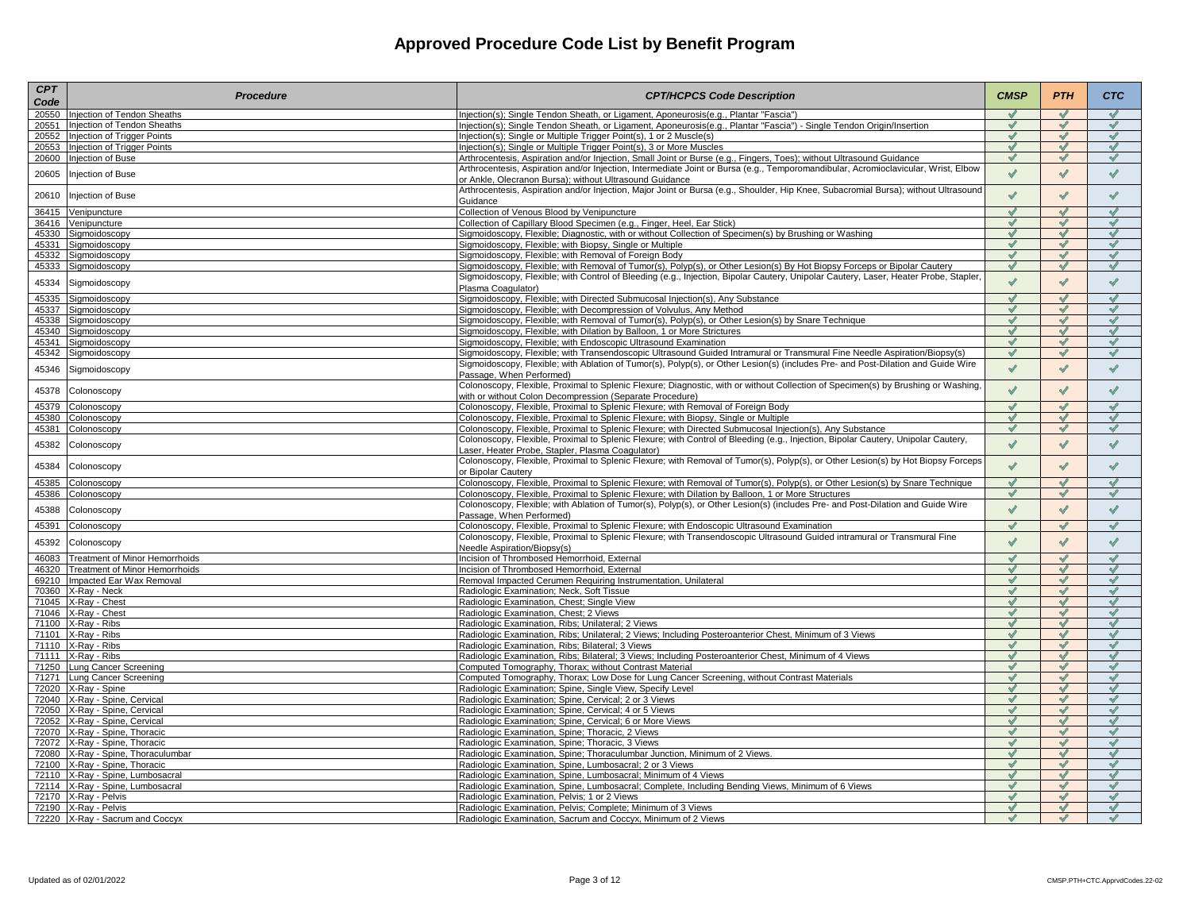# Approved Procedure Code List by Benefit Program

| CPT Code | Procedure | CPT/HCPCS Code Description | CMSP | PTH | CTC |
|---|---|---|---|---|---|
| 20550 | Injection of Tendon Sheaths | Injection(s); Single Tendon Sheath, or Ligament, Aponeurosis(e.g., Plantar "Fascia") | ✔ | ✔ | ✔ |
| 20551 | Injection of Tendon Sheaths | Injection(s); Single Tendon Sheath, or Ligament, Aponeurosis(e.g., Plantar "Fascia") - Single Tendon Origin/Insertion | ✔ | ✔ | ✔ |
| 20552 | Injection of Trigger Points | Injection(s); Single or Multiple Trigger Point(s), 1 or 2 Muscle(s) | ✔ | ✔ | ✔ |
| 20553 | Injection of Trigger Points | Injection(s); Single or Multiple Trigger Point(s), 3 or More Muscles | ✔ | ✔ | ✔ |
| 20600 | Injection of Buse | Arthrocentesis, Aspiration and/or Injection, Small Joint or Burse (e.g., Fingers, Toes); without Ultrasound Guidance | ✔ | ✔ | ✔ |
| 20605 | Injection of Buse | Arthrocentesis, Aspiration and/or Injection, Intermediate Joint or Bursa (e.g., Temporomandibular, Acromioclavicular, Wrist, Elbow or Ankle, Olecranon Bursa); without Ultrasound Guidance | ✔ | ✔ | ✔ |
| 20610 | Injection of Buse | Arthrocentesis, Aspiration and/or Injection, Major Joint or Bursa (e.g., Shoulder, Hip Knee, Subacromial Bursa); without Ultrasound Guidance | ✔ | ✔ | ✔ |
| 36415 | Venipuncture | Collection of Venous Blood by Venipuncture | ✔ | ✔ | ✔ |
| 36416 | Venipuncture | Collection of Capillary Blood Specimen (e.g., Finger, Heel, Ear Stick) | ✔ | ✔ | ✔ |
| 45330 | Sigmoidoscopy | Sigmoidoscopy, Flexible; Diagnostic, with or without Collection of Specimen(s) by Brushing or Washing | ✔ | ✔ | ✔ |
| 45331 | Sigmoidoscopy | Sigmoidoscopy, Flexible; with Biopsy, Single or Multiple | ✔ | ✔ | ✔ |
| 45332 | Sigmoidoscopy | Sigmoidoscopy, Flexible; with Removal of Foreign Body | ✔ | ✔ | ✔ |
| 45333 | Sigmoidoscopy | Sigmoidoscopy, Flexible; with Removal of Tumor(s), Polyp(s), or Other Lesion(s) By Hot Biopsy Forceps or Bipolar Cautery | ✔ | ✔ | ✔ |
| 45334 | Sigmoidoscopy | Sigmoidoscopy, Flexible; with Control of Bleeding (e.g., Injection, Bipolar Cautery, Unipolar Cautery, Laser, Heater Probe, Stapler, Plasma Coagulator) | ✔ | ✔ | ✔ |
| 45335 | Sigmoidoscopy | Sigmoidoscopy, Flexible; with Directed Submucosal Injection(s), Any Substance | ✔ | ✔ | ✔ |
| 45337 | Sigmoidoscopy | Sigmoidoscopy, Flexible; with Decompression of Volvulus, Any Method | ✔ | ✔ | ✔ |
| 45338 | Sigmoidoscopy | Sigmoidoscopy, Flexible; with Removal of Tumor(s), Polyp(s), or Other Lesion(s) by Snare Technique | ✔ | ✔ | ✔ |
| 45340 | Sigmoidoscopy | Sigmoidoscopy, Flexible; with Dilation by Balloon, 1 or More Strictures | ✔ | ✔ | ✔ |
| 45341 | Sigmoidoscopy | Sigmoidoscopy, Flexible; with Endoscopic Ultrasound Examination | ✔ | ✔ | ✔ |
| 45342 | Sigmoidoscopy | Sigmoidoscopy, Flexible; with Transendoscopic Ultrasound Guided Intramural or Transmural Fine Needle Aspiration/Biopsy(s) | ✔ | ✔ | ✔ |
| 45346 | Sigmoidoscopy | Sigmoidoscopy, Flexible; with Ablation of Tumor(s), Polyp(s), or Other Lesion(s) (includes Pre- and Post-Dilation and Guide Wire Passage, When Performed) | ✔ | ✔ | ✔ |
| 45378 | Colonoscopy | Colonoscopy, Flexible, Proximal to Splenic Flexure; Diagnostic, with or without Collection of Specimen(s) by Brushing or Washing, with or without Colon Decompression (Separate Procedure) | ✔ | ✔ | ✔ |
| 45379 | Colonoscopy | Colonoscopy, Flexible, Proximal to Splenic Flexure; with Removal of Foreign Body | ✔ | ✔ | ✔ |
| 45380 | Colonoscopy | Colonoscopy, Flexible, Proximal to Splenic Flexure; with Biopsy, Single or Multiple | ✔ | ✔ | ✔ |
| 45381 | Colonoscopy | Colonoscopy, Flexible, Proximal to Splenic Flexure; with Directed Submucosal Injection(s), Any Substance | ✔ | ✔ | ✔ |
| 45382 | Colonoscopy | Colonoscopy, Flexible, Proximal to Splenic Flexure; with Control of Bleeding (e.g., Injection, Bipolar Cautery, Unipolar Cautery, Laser, Heater Probe, Stapler, Plasma Coagulator) | ✔ | ✔ | ✔ |
| 45384 | Colonoscopy | Colonoscopy, Flexible, Proximal to Splenic Flexure; with Removal of Tumor(s), Polyp(s), or Other Lesion(s) by Hot Biopsy Forceps or Bipolar Cautery | ✔ | ✔ | ✔ |
| 45385 | Colonoscopy | Colonoscopy, Flexible, Proximal to Splenic Flexure; with Removal of Tumor(s), Polyp(s), or Other Lesion(s) by Snare Technique | ✔ | ✔ | ✔ |
| 45386 | Colonoscopy | Colonoscopy, Flexible, Proximal to Splenic Flexure; with Dilation by Balloon, 1 or More Structures | ✔ | ✔ | ✔ |
| 45388 | Colonoscopy | Colonoscopy, Flexible; with Ablation of Tumor(s), Polyp(s), or Other Lesion(s) (includes Pre- and Post-Dilation and Guide Wire Passage, When Performed) | ✔ | ✔ | ✔ |
| 45391 | Colonoscopy | Colonoscopy, Flexible, Proximal to Splenic Flexure; with Endoscopic Ultrasound Examination | ✔ | ✔ | ✔ |
| 45392 | Colonoscopy | Colonoscopy, Flexible, Proximal to Splenic Flexure; with Transendoscopic Ultrasound Guided intramural or Transmural Fine Needle Aspiration/Biopsy(s) | ✔ | ✔ | ✔ |
| 46083 | Treatment of Minor Hemorrhoids | Incision of Thrombosed Hemorrhoid, External | ✔ | ✔ | ✔ |
| 46320 | Treatment of Minor Hemorrhoids | Incision of Thrombosed Hemorrhoid, External | ✔ | ✔ | ✔ |
| 69210 | Impacted Ear Wax Removal | Removal Impacted Cerumen Requiring Instrumentation, Unilateral | ✔ | ✔ | ✔ |
| 70360 | X-Ray - Neck | Radiologic Examination; Neck, Soft Tissue | ✔ | ✔ | ✔ |
| 71045 | X-Ray - Chest | Radiologic Examination, Chest; Single View | ✔ | ✔ | ✔ |
| 71046 | X-Ray - Chest | Radiologic Examination, Chest; 2 Views | ✔ | ✔ | ✔ |
| 71100 | X-Ray - Ribs | Radiologic Examination, Ribs; Unilateral; 2 Views | ✔ | ✔ | ✔ |
| 71101 | X-Ray - Ribs | Radiologic Examination, Ribs; Unilateral; 2 Views; Including Posteroanterior Chest, Minimum of 3 Views | ✔ | ✔ | ✔ |
| 71110 | X-Ray - Ribs | Radiologic Examination, Ribs; Bilateral; 3 Views | ✔ | ✔ | ✔ |
| 71111 | X-Ray - Ribs | Radiologic Examination, Ribs; Bilateral; 3 Views; Including Posteroanterior Chest, Minimum of 4 Views | ✔ | ✔ | ✔ |
| 71250 | Lung Cancer Screening | Computed Tomography, Thorax; without Contrast Material | ✔ | ✔ | ✔ |
| 71271 | Lung Cancer Screening | Computed Tomography, Thorax; Low Dose for Lung Cancer Screening, without Contrast Materials | ✔ | ✔ | ✔ |
| 72020 | X-Ray - Spine | Radiologic Examination; Spine, Single View, Specify Level | ✔ | ✔ | ✔ |
| 72040 | X-Ray - Spine, Cervical | Radiologic Examination; Spine, Cervical; 2 or 3 Views | ✔ | ✔ | ✔ |
| 72050 | X-Ray - Spine, Cervical | Radiologic Examination; Spine, Cervical; 4 or 5 Views | ✔ | ✔ | ✔ |
| 72052 | X-Ray - Spine, Cervical | Radiologic Examination; Spine, Cervical; 6 or More Views | ✔ | ✔ | ✔ |
| 72070 | X-Ray - Spine, Thoracic | Radiologic Examination, Spine; Thoracic, 2 Views | ✔ | ✔ | ✔ |
| 72072 | X-Ray - Spine, Thoracic | Radiologic Examination, Spine; Thoracic, 3 Views | ✔ | ✔ | ✔ |
| 72080 | X-Ray - Spine, Thoraculumbar | Radiologic Examination, Spine; Thoraculumbar Junction, Minimum of 2 Views. | ✔ | ✔ | ✔ |
| 72100 | X-Ray - Spine, Thoracic | Radiologic Examination, Spine, Lumbosacral; 2 or 3 Views | ✔ | ✔ | ✔ |
| 72110 | X-Ray - Spine, Lumbosacral | Radiologic Examination, Spine, Lumbosacral; Minimum of 4 Views | ✔ | ✔ | ✔ |
| 72114 | X-Ray - Spine, Lumbosacral | Radiologic Examination, Spine, Lumbosacral; Complete, Including Bending Views, Minimum of 6 Views | ✔ | ✔ | ✔ |
| 72170 | X-Ray - Pelvis | Radiologic Examination, Pelvis; 1 or 2 Views | ✔ | ✔ | ✔ |
| 72190 | X-Ray - Pelvis | Radiologic Examination, Pelvis; Complete; Minimum of 3 Views | ✔ | ✔ | ✔ |
| 72220 | X-Ray - Sacrum and Coccyx | Radiologic Examination, Sacrum and Coccyx, Minimum of 2 Views | ✔ | ✔ | ✔ |

Updated as of 02/01/2022

CMSP.PTH+CTC.ApprvdCodes.22-02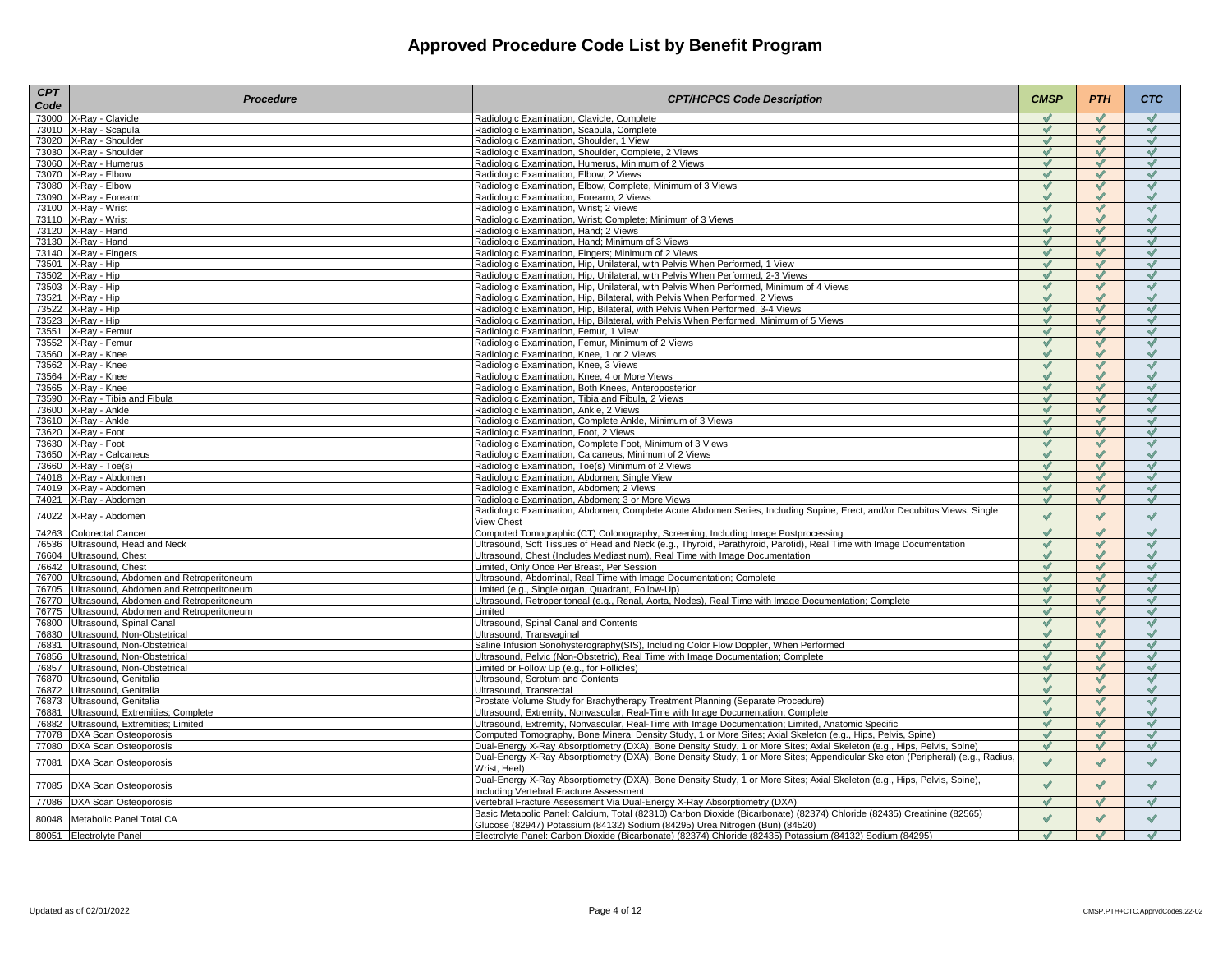# Approved Procedure Code List by Benefit Program

| CPT Code | Procedure | CPT/HCPCS Code Description | CMSP | PTH | CTC |
|---|---|---|---|---|---|
| 73000 | X-Ray - Clavicle | Radiologic Examination, Clavicle, Complete | ✔ | ✔ | ✔ |
| 73010 | X-Ray - Scapula | Radiologic Examination, Scapula, Complete | ✔ | ✔ | ✔ |
| 73020 | X-Ray - Shoulder | Radiologic Examination, Shoulder, 1 View | ✔ | ✔ | ✔ |
| 73030 | X-Ray - Shoulder | Radiologic Examination, Shoulder, Complete, 2 Views | ✔ | ✔ | ✔ |
| 73060 | X-Ray - Humerus | Radiologic Examination, Humerus, Minimum of 2 Views | ✔ | ✔ | ✔ |
| 73070 | X-Ray - Elbow | Radiologic Examination, Elbow, 2 Views | ✔ | ✔ | ✔ |
| 73080 | X-Ray - Elbow | Radiologic Examination, Elbow, Complete, Minimum of 3 Views | ✔ | ✔ | ✔ |
| 73090 | X-Ray - Forearm | Radiologic Examination, Forearm, 2 Views | ✔ | ✔ | ✔ |
| 73100 | X-Ray - Wrist | Radiologic Examination, Wrist; 2 Views | ✔ | ✔ | ✔ |
| 73110 | X-Ray - Wrist | Radiologic Examination, Wrist; Complete; Minimum of 3 Views | ✔ | ✔ | ✔ |
| 73120 | X-Ray - Hand | Radiologic Examination, Hand; 2 Views | ✔ | ✔ | ✔ |
| 73130 | X-Ray - Hand | Radiologic Examination, Hand; Minimum of 3 Views | ✔ | ✔ | ✔ |
| 73140 | X-Ray - Fingers | Radiologic Examination, Fingers; Minimum of 2 Views | ✔ | ✔ | ✔ |
| 73501 | X-Ray - Hip | Radiologic Examination, Hip, Unilateral, with Pelvis When Performed, 1 View | ✔ | ✔ | ✔ |
| 73502 | X-Ray - Hip | Radiologic Examination, Hip, Unilateral, with Pelvis When Performed, 2-3 Views | ✔ | ✔ | ✔ |
| 73503 | X-Ray - Hip | Radiologic Examination, Hip, Unilateral, with Pelvis When Performed, Minimum of 4 Views | ✔ | ✔ | ✔ |
| 73521 | X-Ray - Hip | Radiologic Examination, Hip, Bilateral, with Pelvis When Performed, 2 Views | ✔ | ✔ | ✔ |
| 73522 | X-Ray - Hip | Radiologic Examination, Hip, Bilateral, with Pelvis When Performed, 3-4 Views | ✔ | ✔ | ✔ |
| 73523 | X-Ray - Hip | Radiologic Examination, Hip, Bilateral, with Pelvis When Performed, Minimum of 5 Views | ✔ | ✔ | ✔ |
| 73551 | X-Ray - Femur | Radiologic Examination, Femur, 1 View | ✔ | ✔ | ✔ |
| 73552 | X-Ray - Femur | Radiologic Examination, Femur, Minimum of 2 Views | ✔ | ✔ | ✔ |
| 73560 | X-Ray - Knee | Radiologic Examination, Knee, 1 or 2 Views | ✔ | ✔ | ✔ |
| 73562 | X-Ray - Knee | Radiologic Examination, Knee, 3 Views | ✔ | ✔ | ✔ |
| 73564 | X-Ray - Knee | Radiologic Examination, Knee, 4 or More Views | ✔ | ✔ | ✔ |
| 73565 | X-Ray - Knee | Radiologic Examination, Both Knees, Anteroposterior | ✔ | ✔ | ✔ |
| 73590 | X-Ray - Tibia and Fibula | Radiologic Examination, Tibia and Fibula, 2 Views | ✔ | ✔ | ✔ |
| 73600 | X-Ray - Ankle | Radiologic Examination, Ankle, 2 Views | ✔ | ✔ | ✔ |
| 73610 | X-Ray - Ankle | Radiologic Examination, Complete Ankle, Minimum of 3 Views | ✔ | ✔ | ✔ |
| 73620 | X-Ray - Foot | Radiologic Examination, Foot, 2 Views | ✔ | ✔ | ✔ |
| 73630 | X-Ray - Foot | Radiologic Examination, Complete Foot, Minimum of 3 Views | ✔ | ✔ | ✔ |
| 73650 | X-Ray - Calcaneus | Radiologic Examination, Calcaneus, Minimum of 2 Views | ✔ | ✔ | ✔ |
| 73660 | X-Ray - Toe(s) | Radiologic Examination, Toe(s) Minimum of 2 Views | ✔ | ✔ | ✔ |
| 74018 | X-Ray - Abdomen | Radiologic Examination, Abdomen; Single View | ✔ | ✔ | ✔ |
| 74019 | X-Ray - Abdomen | Radiologic Examination, Abdomen; 2 Views | ✔ | ✔ | ✔ |
| 74021 | X-Ray - Abdomen | Radiologic Examination, Abdomen; 3 or More Views | ✔ | ✔ | ✔ |
| 74022 | X-Ray - Abdomen | Radiologic Examination, Abdomen; Complete Acute Abdomen Series, Including Supine, Erect, and/or Decubitus Views, Single View Chest | ✔ | ✔ | ✔ |
| 74263 | Colorectal Cancer | Computed Tomographic (CT) Colonography, Screening, Including Image Postprocessing | ✔ | ✔ | ✔ |
| 76536 | Ultrasound, Head and Neck | Ultrasound, Soft Tissues of Head and Neck (e.g., Thyroid, Parathyroid, Parotid), Real Time with Image Documentation | ✔ | ✔ | ✔ |
| 76604 | Ultrasound, Chest | Ultrasound, Chest (Includes Mediastinum), Real Time with Image Documentation | ✔ | ✔ | ✔ |
| 76642 | Ultrasound, Chest | Limited, Only Once Per Breast, Per Session | ✔ | ✔ | ✔ |
| 76700 | Ultrasound, Abdomen and Retroperitoneum | Ultrasound, Abdominal, Real Time with Image Documentation; Complete | ✔ | ✔ | ✔ |
| 76705 | Ultrasound, Abdomen and Retroperitoneum | Limited (e.g., Single organ, Quadrant, Follow-Up) | ✔ | ✔ | ✔ |
| 76770 | Ultrasound, Abdomen and Retroperitoneum | Ultrasound, Retroperitoneal (e.g., Renal, Aorta, Nodes), Real Time with Image Documentation; Complete | ✔ | ✔ | ✔ |
| 76775 | Ultrasound, Abdomen and Retroperitoneum | Limited | ✔ | ✔ | ✔ |
| 76800 | Ultrasound, Spinal Canal | Ultrasound, Spinal Canal and Contents | ✔ | ✔ | ✔ |
| 76830 | Ultrasound, Non-Obstetrical | Ultrasound, Transvaginal | ✔ | ✔ | ✔ |
| 76831 | Ultrasound, Non-Obstetrical | Saline Infusion Sonohysterography(SIS), Including Color Flow Doppler, When Performed | ✔ | ✔ | ✔ |
| 76856 | Ultrasound, Non-Obstetrical | Ultrasound, Pelvic (Non-Obstetric), Real Time with Image Documentation; Complete | ✔ | ✔ | ✔ |
| 76857 | Ultrasound, Non-Obstetrical | Limited or Follow Up (e.g., for Follicles) | ✔ | ✔ | ✔ |
| 76870 | Ultrasound, Genitalia | Ultrasound, Scrotum and Contents | ✔ | ✔ | ✔ |
| 76872 | Ultrasound, Genitalia | Ultrasound, Transrectal | ✔ | ✔ | ✔ |
| 76873 | Ultrasound, Genitalia | Prostate Volume Study for Brachytherapy Treatment Planning (Separate Procedure) | ✔ | ✔ | ✔ |
| 76881 | Ultrasound, Extremities; Complete | Ultrasound, Extremity, Nonvascular, Real-Time with Image Documentation; Complete | ✔ | ✔ | ✔ |
| 76882 | Ultrasound, Extremities; Limited | Ultrasound, Extremity, Nonvascular, Real-Time with Image Documentation; Limited, Anatomic Specific | ✔ | ✔ | ✔ |
| 77078 | DXA Scan Osteoporosis | Computed Tomography, Bone Mineral Density Study, 1 or More Sites; Axial Skeleton (e.g., Hips, Pelvis, Spine) | ✔ | ✔ | ✔ |
| 77080 | DXA Scan Osteoporosis | Dual-Energy X-Ray Absorptiometry (DXA), Bone Density Study, 1 or More Sites; Axial Skeleton (e.g., Hips, Pelvis, Spine) | ✔ | ✔ | ✔ |
| 77081 | DXA Scan Osteoporosis | Dual-Energy X-Ray Absorptiometry (DXA), Bone Density Study, 1 or More Sites; Appendicular Skeleton (Peripheral) (e.g., Radius, Wrist, Heel) | ✔ | ✔ | ✔ |
| 77085 | DXA Scan Osteoporosis | Dual-Energy X-Ray Absorptiometry (DXA), Bone Density Study, 1 or More Sites; Axial Skeleton (e.g., Hips, Pelvis, Spine), Including Vertebral Fracture Assessment | ✔ | ✔ | ✔ |
| 77086 | DXA Scan Osteoporosis | Vertebral Fracture Assessment Via Dual-Energy X-Ray Absorptiometry (DXA) | ✔ | ✔ | ✔ |
| 80048 | Metabolic Panel Total CA | Basic Metabolic Panel: Calcium, Total (82310) Carbon Dioxide (Bicarbonate) (82374) Chloride (82435) Creatinine (82565) Glucose (82947) Potassium (84132) Sodium (84295) Urea Nitrogen (Bun) (84520) | ✔ | ✔ | ✔ |
| 80051 | Electrolyte Panel | Electrolyte Panel: Carbon Dioxide (Bicarbonate) (82374) Chloride (82435) Potassium (84132) Sodium (84295) | ✔ | ✔ | ✔ |

Updated as of 02/01/2022

CMSP.PTH+CTC.ApprvdCodes.22-02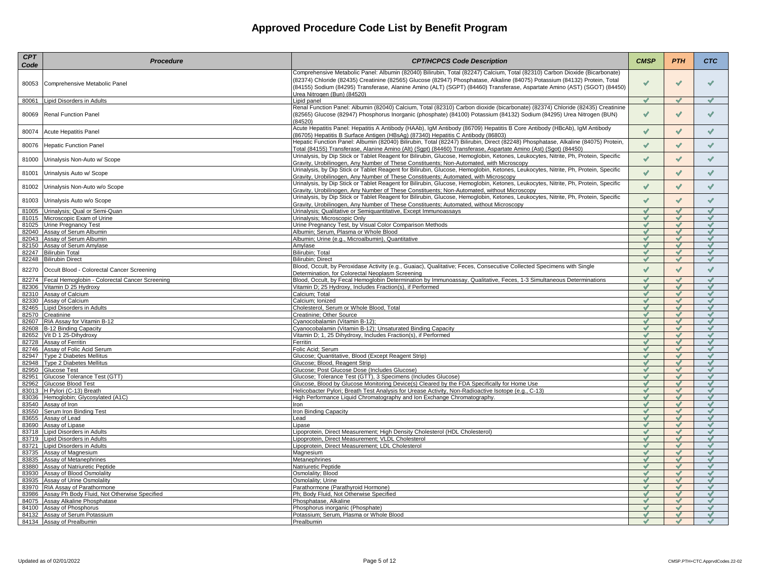# Approved Procedure Code List by Benefit Program

| CPT Code | Procedure | CPT/HCPCS Code Description | CMSP | PTH | CTC |
|---|---|---|---|---|---|
| 80053 | Comprehensive Metabolic Panel | Comprehensive Metabolic Panel: Albumin (82040) Bilirubin, Total (82247) Calcium, Total (82310) Carbon Dioxide (Bicarbonate) (82374) Chloride (82435) Creatinine (82565) Glucose (82947) Phosphatase, Alkaline (84075) Potassium (84132) Protein, Total (84155) Sodium (84295) Transferase, Alanine Amino (ALT) (SGPT) (84460) Transferase, Aspartate Amino (AST) (SGOT) (84450) Urea Nitrogen (Bun) (84520) | ✓ | ✓ | ✓ |
| 80061 | Lipid Disorders in Adults | Lipid panel | ✓ | ✓ | ✓ |
| 80069 | Renal Function Panel | Renal Function Panel: Albumin (82040) Calcium, Total (82310) Carbon dioxide (bicarbonate) (82374) Chloride (82435) Creatinine (82565) Glucose (82947) Phosphorus Inorganic (phosphate) (84100) Potassium (84132) Sodium (84295) Urea Nitrogen (BUN) (84520) | ✓ | ✓ | ✓ |
| 80074 | Acute Hepatitis Panel | Acute Hepatitis Panel: Hepatitis A Antibody (HAAb), IgM Antibody (86709) Hepatitis B Core Antibody (HBcAb), IgM Antibody (86705) Hepatitis B Surface Antigen (HBsAg) (87340) Hepatitis C Antibody (86803) | ✓ | ✓ | ✓ |
| 80076 | Hepatic Function Panel | Hepatic Function Panel: Albumin (82040) Bilirubin, Total (82247) Bilirubin, Direct (82248) Phosphatase, Alkaline (84075) Protein, Total (84155) Transferase, Alanine Amino (Alt) (Sgpt) (84460) Transferase, Aspartate Amino (Ast) (Sgot) (84450) | ✓ | ✓ | ✓ |
| 81000 | Urinalysis Non-Auto w/ Scope | Urinalysis, by Dip Stick or Tablet Reagent for Bilirubin, Glucose, Hemoglobin, Ketones, Leukocytes, Nitrite, Ph, Protein, Specific Gravity, Urobilinogen, Any Number of These Constituents; Non-Automated, with Microscopy | ✓ | ✓ | ✓ |
| 81001 | Urinalysis Auto w/ Scope | Urinalysis, by Dip Stick or Tablet Reagent for Bilirubin, Glucose, Hemoglobin, Ketones, Leukocytes, Nitrite, Ph, Protein, Specific Gravity, Urobilinogen, Any Number of These Constituents; Automated, with Microscopy | ✓ | ✓ | ✓ |
| 81002 | Urinalysis Non-Auto w/o Scope | Urinalysis, by Dip Stick or Tablet Reagent for Bilirubin, Glucose, Hemoglobin, Ketones, Leukocytes, Nitrite, Ph, Protein, Specific Gravity, Urobilinogen, Any Number of These Constituents; Non-Automated, without Microscopy | ✓ | ✓ | ✓ |
| 81003 | Urinalysis Auto w/o Scope | Urinalysis, by Dip Stick or Tablet Reagent for Bilirubin, Glucose, Hemoglobin, Ketones, Leukocytes, Nitrite, Ph, Protein, Specific Gravity, Urobilinogen, Any Number of These Constituents; Automated, without Microscopy | ✓ | ✓ | ✓ |
| 81005 | Urinalysis; Qual or Semi-Quan | Urinalysis; Qualitative or Semiquantitative, Except Immunoassays | ✓ | ✓ | ✓ |
| 81015 | Microscopic Exam of Urine | Urinalysis; Microscopic Only | ✓ | ✓ | ✓ |
| 81025 | Urine Pregnancy Test | Urine Pregnancy Test, by Visual Color Comparison Methods | ✓ | ✓ | ✓ |
| 82040 | Assay of Serum Albumin | Albumin; Serum, Plasma or Whole Blood | ✓ | ✓ | ✓ |
| 82043 | Assay of Serum Albumin | Albumin; Urine (e.g., Microalbumin), Quantitative | ✓ | ✓ | ✓ |
| 82150 | Assay of Serum Amylase | Amylase | ✓ | ✓ | ✓ |
| 82247 | Bilirubin Total | Bilirubin; Total | ✓ | ✓ | ✓ |
| 82248 | Bilirubin Direct | Bilirubin; Direct | ✓ | ✓ | ✓ |
| 82270 | Occult Blood - Colorectal Cancer Screening | Blood, Occult, by Peroxidase Activity (e.g., Guaiac), Qualitative; Feces, Consecutive Collected Specimens with Single Determination, for Colorectal Neoplasm Screening | ✓ | ✓ | ✓ |
| 82274 | Fecal Hemoglobin - Colorectal Cancer Screening | Blood, Occult, by Fecal Hemoglobin Determination by Immunoassay, Qualitative, Feces, 1-3 Simultaneous Determinations | ✓ | ✓ | ✓ |
| 82306 | Vitamin D 25 Hydroxy | Vitamin D; 25 Hydroxy, Includes Fraction(s), if Performed | ✓ | ✓ | ✓ |
| 82310 | Assay of Calcium | Calcium; Total | ✓ | ✓ | ✓ |
| 82330 | Assay of Calcium | Calcium; Ionized | ✓ | ✓ | ✓ |
| 82465 | Lipid Disorders in Adults | Cholesterol, Serum or Whole Blood, Total | ✓ | ✓ | ✓ |
| 82570 | Creatinine | Creatinine; Other Source | ✓ | ✓ | ✓ |
| 82607 | RIA Assay for Vitamin B-12 | Cyanocobalamin (Vitamin B-12); | ✓ | ✓ | ✓ |
| 82608 | B-12 Binding Capacity | Cyanocobalamin (Vitamin B-12); Unsaturated Binding Capacity | ✓ | ✓ | ✓ |
| 82652 | Vit D 1 25-Dihydroxy | Vitamin D; 1, 25 Dihydroxy, Includes Fraction(s), if Performed | ✓ | ✓ | ✓ |
| 82728 | Assay of Ferritin | Ferritin | ✓ | ✓ | ✓ |
| 82746 | Assay of Folic Acid Serum | Folic Acid; Serum | ✓ | ✓ | ✓ |
| 82947 | Type 2 Diabetes Mellitus | Glucose; Quantitative, Blood (Except Reagent Strip) | ✓ | ✓ | ✓ |
| 82948 | Type 2 Diabetes Mellitus | Glucose; Blood, Reagent Strip | ✓ | ✓ | ✓ |
| 82950 | Glucose Test | Glucose; Post Glucose Dose (Includes Glucose) | ✓ | ✓ | ✓ |
| 82951 | Glucose Tolerance Test (GTT) | Glucose; Tolerance Test (GTT), 3 Specimens (Includes Glucose) | ✓ | ✓ | ✓ |
| 82962 | Glucose Blood Test | Glucose, Blood by Glucose Monitoring Device(s) Cleared by the FDA Specifically for Home Use | ✓ | ✓ | ✓ |
| 83013 | H Pylori (C-13) Breath | Helicobacter Pylori; Breath Test Analysis for Urease Activity, Non-Radioactive Isotope (e.g., C-13) | ✓ | ✓ | ✓ |
| 83036 | Hemoglobin; Glycosylated (A1C) | High Performance Liquid Chromatography and Ion Exchange Chromatography. | ✓ | ✓ | ✓ |
| 83540 | Assay of Iron | Iron | ✓ | ✓ | ✓ |
| 83550 | Serum Iron Binding Test | Iron Binding Capacity | ✓ | ✓ | ✓ |
| 83655 | Assay of Lead | Lead | ✓ | ✓ | ✓ |
| 83690 | Assay of Lipase | Lipase | ✓ | ✓ | ✓ |
| 83718 | Lipid Disorders in Adults | Lipoprotein, Direct Measurement; High Density Cholesterol (HDL Cholesterol) | ✓ | ✓ | ✓ |
| 83719 | Lipid Disorders in Adults | Lipoprotein, Direct Measurement; VLDL Cholesterol | ✓ | ✓ | ✓ |
| 83721 | Lipid Disorders in Adults | Lipoprotein, Direct Measurement; LDL Cholesterol | ✓ | ✓ | ✓ |
| 83735 | Assay of Magnesium | Magnesium | ✓ | ✓ | ✓ |
| 83835 | Assay of Metanephrines | Metanephrines | ✓ | ✓ | ✓ |
| 83880 | Assay of Natriuretic Peptide | Natriuretic Peptide | ✓ | ✓ | ✓ |
| 83930 | Assay of Blood Osmolality | Osmolality; Blood | ✓ | ✓ | ✓ |
| 83935 | Assay of Urine Osmolality | Osmolality; Urine | ✓ | ✓ | ✓ |
| 83970 | RIA Assay of Parathormone | Parathormone (Parathyroid Hormone) | ✓ | ✓ | ✓ |
| 83986 | Assay Ph Body Fluid, Not Otherwise Specified | Ph; Body Fluid, Not Otherwise Specified | ✓ | ✓ | ✓ |
| 84075 | Assay Alkaline Phosphatase | Phosphatase, Alkaline | ✓ | ✓ | ✓ |
| 84100 | Assay of Phosphorus | Phosphorus inorganic (Phosphate) | ✓ | ✓ | ✓ |
| 84132 | Assay of Serum Potassium | Potassium; Serum, Plasma or Whole Blood | ✓ | ✓ | ✓ |
| 84134 | Assay of Prealbumin | Prealbumin | ✓ | ✓ | ✓ |

Updated as of 02/01/2022

CMSP.PTH+CTC.ApprvdCodes.22-02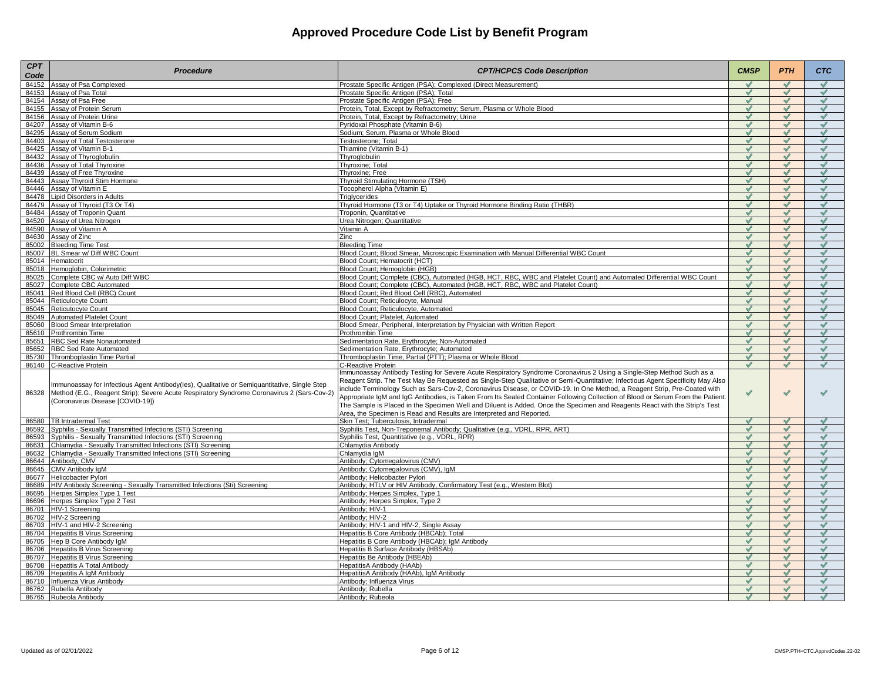# Approved Procedure Code List by Benefit Program

| CPT Code | Procedure | CPT/HCPCS Code Description | CMSP | PTH | CTC |
|---|---|---|---|---|---|
| 84152 | Assay of Psa Complexed | Prostate Specific Antigen (PSA); Complexed (Direct Measurement) | ✓ | ✓ | ✓ |
| 84153 | Assay of Psa Total | Prostate Specific Antigen (PSA); Total | ✓ | ✓ | ✓ |
| 84154 | Assay of Psa Free | Prostate Specific Antigen (PSA); Free | ✓ | ✓ | ✓ |
| 84155 | Assay of Protein Serum | Protein, Total, Except by Refractometry; Serum, Plasma or Whole Blood | ✓ | ✓ | ✓ |
| 84156 | Assay of Protein Urine | Protein, Total, Except by Refractometry; Urine | ✓ | ✓ | ✓ |
| 84207 | Assay of Vitamin B-6 | Pyridoxal Phosphate (Vitamin B-6) | ✓ | ✓ | ✓ |
| 84295 | Assay of Serum Sodium | Sodium; Serum, Plasma or Whole Blood | ✓ | ✓ | ✓ |
| 84403 | Assay of Total Testosterone | Testosterone; Total | ✓ | ✓ | ✓ |
| 84425 | Assay of Vitamin B-1 | Thiamine (Vitamin B-1) | ✓ | ✓ | ✓ |
| 84432 | Assay of Thyroglobulin | Thyroglobulin | ✓ | ✓ | ✓ |
| 84436 | Assay of Total Thyroxine | Thyroxine; Total | ✓ | ✓ | ✓ |
| 84439 | Assay of Free Thyroxine | Thyroxine; Free | ✓ | ✓ | ✓ |
| 84443 | Assay Thyroid Stim Hormone | Thyroid Stimulating Hormone (TSH) | ✓ | ✓ | ✓ |
| 84446 | Assay of Vitamin E | Tocopherol Alpha (Vitamin E) | ✓ | ✓ | ✓ |
| 84478 | Lipid Disorders in Adults | Triglycerides | ✓ | ✓ | ✓ |
| 84479 | Assay of Thyroid (T3 Or T4) | Thyroid Hormone (T3 or T4) Uptake or Thyroid Hormone Binding Ratio (THBR) | ✓ | ✓ | ✓ |
| 84484 | Assay of Troponin Quant | Troponin, Quantitative | ✓ | ✓ | ✓ |
| 84520 | Assay of Urea Nitrogen | Urea Nitrogen; Quantitative | ✓ | ✓ | ✓ |
| 84590 | Assay of Vitamin A | Vitamin A | ✓ | ✓ | ✓ |
| 84630 | Assay of Zinc | Zinc | ✓ | ✓ | ✓ |
| 85002 | Bleeding Time Test | Bleeding Time | ✓ | ✓ | ✓ |
| 85007 | BL Smear w/ Diff WBC Count | Blood Count; Blood Smear, Microscopic Examination with Manual Differential WBC Count | ✓ | ✓ | ✓ |
| 85014 | Hematocrit | Blood Count; Hematocrit (HCT) | ✓ | ✓ | ✓ |
| 85018 | Hemoglobin, Colorimetric | Blood Count; Hemoglobin (HGB) | ✓ | ✓ | ✓ |
| 85025 | Complete CBC w/ Auto Diff WBC | Blood Count; Complete (CBC), Automated (HGB, HCT, RBC, WBC and Platelet Count) and Automated Differential WBC Count | ✓ | ✓ | ✓ |
| 85027 | Complete CBC Automated | Blood Count; Complete (CBC), Automated (HGB, HCT, RBC, WBC and Platelet Count) | ✓ | ✓ | ✓ |
| 85041 | Red Blood Cell (RBC) Count | Blood Count; Red Blood Cell (RBC), Automated | ✓ | ✓ | ✓ |
| 85044 | Reticulocyte Count | Blood Count; Reticulocyte, Manual | ✓ | ✓ | ✓ |
| 85045 | Reticutocyte Count | Blood Count; Reticulocyte, Automated | ✓ | ✓ | ✓ |
| 85049 | Automated Platelet Count | Blood Count; Platelet, Automated | ✓ | ✓ | ✓ |
| 85060 | Blood Smear Interpretation | Blood Smear, Peripheral, Interpretation by Physician with Written Report | ✓ | ✓ | ✓ |
| 85610 | Prothrombin Time | Prothrombin Time | ✓ | ✓ | ✓ |
| 85651 | RBC Sed Rate Nonautomated | Sedimentation Rate, Erythrocyte; Non-Automated | ✓ | ✓ | ✓ |
| 85652 | RBC Sed Rate Automated | Sedimentation Rate, Erythrocyte; Automated | ✓ | ✓ | ✓ |
| 85730 | Thromboplastin Time Partial | Thromboplastin Time, Partial (PTT); Plasma or Whole Blood | ✓ | ✓ | ✓ |
| 86140 | C-Reactive Protein | C-Reactive Protein | ✓ | ✓ | ✓ |
| 86328 | Immunoassay for Infectious Agent Antibody(Ies), Qualitative or Semiquantitative, Single Step Method (E.G., Reagent Strip); Severe Acute Respiratory Syndrome Coronavirus 2 (Sars-Cov-2) (Coronavirus Disease [COVID-19]) | Immunoassay Antibody Testing for Severe Acute Respiratory Syndrome Coronavirus 2 Using a Single-Step Method Such as a Reagent Strip. The Test May Be Requested as Single-Step Qualitative or Semi-Quantitative; Infectious Agent Specificity May Also include Terminology Such as Sars-Cov-2, Coronavirus Disease, or COVID-19. In One Method, a Reagent Strip, Pre-Coated with Appropriate IgM and IgG Antibodies, is Taken From Its Sealed Container Following Collection of Blood or Serum From the Patient. The Sample is Placed in the Specimen Well and Diluent is Added. Once the Specimen and Reagents React with the Strip's Test Area, the Specimen is Read and Results are Interpreted and Reported. | ✓ | ✓ | ✓ |
| 86580 | TB Intradermal Test | Skin Test; Tuberculosis, Intradermal | ✓ | ✓ | ✓ |
| 86592 | Syphilis - Sexually Transmitted Infections (STI) Screening | Syphilis Test, Non-Treponemal Antibody; Qualitative (e.g., VDRL, RPR, ART) | ✓ | ✓ | ✓ |
| 86593 | Syphilis - Sexually Transmitted Infections (STI) Screening | Syphilis Test, Quantitative (e.g., VDRL, RPR) | ✓ | ✓ | ✓ |
| 86631 | Chlamydia - Sexually Transmitted Infections (STI) Screening | Chlamydia Antibody | ✓ | ✓ | ✓ |
| 86632 | Chlamydia - Sexually Transmitted Infections (STI) Screening | Chlamydia IgM | ✓ | ✓ | ✓ |
| 86644 | Antibody, CMV | Antibody; Cytomegalovirus (CMV) | ✓ | ✓ | ✓ |
| 86645 | CMV Antibody IgM | Antibody; Cytomegalovirus (CMV), IgM | ✓ | ✓ | ✓ |
| 86677 | Helicobacter Pylori | Antibody; Helicobacter Pylori | ✓ | ✓ | ✓ |
| 86689 | HIV Antibody Screening - Sexually Transmitted Infections (Sti) Screening | Antibody; HTLV or HIV Antibody, Confirmatory Test (e.g., Western Blot) | ✓ | ✓ | ✓ |
| 86695 | Herpes Simplex Type 1 Test | Antibody; Herpes Simplex, Type 1 | ✓ | ✓ | ✓ |
| 86696 | Herpes Simplex Type 2 Test | Antibody; Herpes Simplex, Type 2 | ✓ | ✓ | ✓ |
| 86701 | HIV-1 Screening | Antibody; HIV-1 | ✓ | ✓ | ✓ |
| 86702 | HIV-2 Screening | Antibody; HIV-2 | ✓ | ✓ | ✓ |
| 86703 | HIV-1 and HIV-2 Screening | Antibody; HIV-1 and HIV-2, Single Assay | ✓ | ✓ | ✓ |
| 86704 | Hepatitis B Virus Screening | Hepatitis B Core Antibody (HBCAb); Total | ✓ | ✓ | ✓ |
| 86705 | Hep B Core Antibody IgM | Hepatitis B Core Antibody (HBCAb); IgM Antibody | ✓ | ✓ | ✓ |
| 86706 | Hepatitis B Virus Screening | Hepatitis B Surface Antibody (HBSAb) | ✓ | ✓ | ✓ |
| 86707 | Hepatitis B Virus Screening | Hepatitis Be Antibody (HBEAb) | ✓ | ✓ | ✓ |
| 86708 | Hepatitis A Total Antibody | HepatitisA Antibody (HAAb) | ✓ | ✓ | ✓ |
| 86709 | Hepatitis A IgM Antibody | HepatitisA Antibody (HAAb), IgM Antibody | ✓ | ✓ | ✓ |
| 86710 | Influenza Virus Antibody | Antibody; Influenza Virus | ✓ | ✓ | ✓ |
| 86762 | Rubella Antibody | Antibody; Rubella | ✓ | ✓ | ✓ |
| 86765 | Rubeola Antibody | Antibody; Rubeola | ✓ | ✓ | ✓ |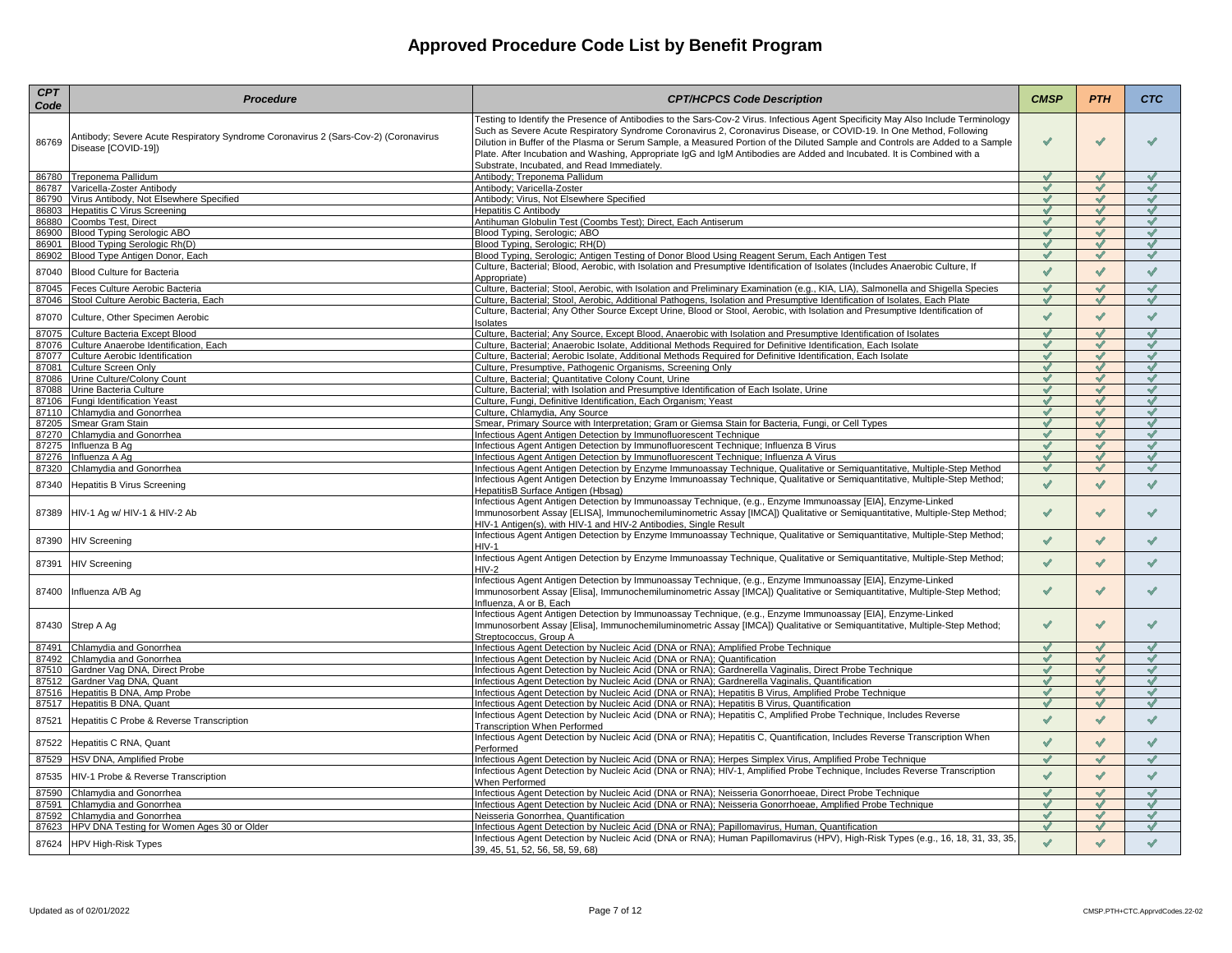# Approved Procedure Code List by Benefit Program

| CPT Code | Procedure | CPT/HCPCS Code Description | CMSP | PTH | CTC |
|---|---|---|---|---|---|
| 86769 | Antibody; Severe Acute Respiratory Syndrome Coronavirus 2 (Sars-Cov-2) (Coronavirus Disease [COVID-19]) | Testing to Identify the Presence of Antibodies to the Sars-Cov-2 Virus. Infectious Agent Specificity May Also Include Terminology Such as Severe Acute Respiratory Syndrome Coronavirus 2, Coronavirus Disease, or COVID-19. In One Method, Following Dilution in Buffer of the Plasma or Serum Sample, a Measured Portion of the Diluted Sample and Controls are Added to a Sample Plate. After Incubation and Washing, Appropriate IgG and IgM Antibodies are Added and Incubated. It is Combined with a Substrate, Incubated, and Read Immediately. | ✔ | ✔ | ✔ |
| 86780 | Treponema Pallidum | Antibody; Treponema Pallidum | ✔ | ✔ | ✔ |
| 86787 | Varicella-Zoster Antibody | Antibody; Varicella-Zoster | ✔ | ✔ | ✔ |
| 86790 | Virus Antibody, Not Elsewhere Specified | Antibody; Virus, Not Elsewhere Specified | ✔ | ✔ | ✔ |
| 86803 | Hepatitis C Virus Screening | Hepatitis C Antibody | ✔ | ✔ | ✔ |
| 86880 | Coombs Test, Direct | Antihuman Globulin Test (Coombs Test); Direct, Each Antiserum | ✔ | ✔ | ✔ |
| 86900 | Blood Typing Serologic ABO | Blood Typing, Serologic; ABO | ✔ | ✔ | ✔ |
| 86901 | Blood Typing Serologic Rh(D) | Blood Typing, Serologic; RH(D) | ✔ | ✔ | ✔ |
| 86902 | Blood Type Antigen Donor, Each | Blood Typing, Serologic; Antigen Testing of Donor Blood Using Reagent Serum, Each Antigen Test | ✔ | ✔ | ✔ |
| 87040 | Blood Culture for Bacteria | Culture, Bacterial; Blood, Aerobic, with Isolation and Presumptive Identification of Isolates (Includes Anaerobic Culture, If Appropriate) | ✔ | ✔ | ✔ |
| 87045 | Feces Culture Aerobic Bacteria | Culture, Bacterial; Stool, Aerobic, with Isolation and Preliminary Examination (e.g., KIA, LIA), Salmonella and Shigella Species | ✔ | ✔ | ✔ |
| 87046 | Stool Culture Aerobic Bacteria, Each | Culture, Bacterial; Stool, Aerobic, Additional Pathogens, Isolation and Presumptive Identification of Isolates, Each Plate | ✔ | ✔ | ✔ |
| 87070 | Culture, Other Specimen Aerobic | Culture, Bacterial; Any Other Source Except Urine, Blood or Stool, Aerobic, with Isolation and Presumptive Identification of Isolates | ✔ | ✔ | ✔ |
| 87075 | Culture Bacteria Except Blood | Culture, Bacterial; Any Source, Except Blood, Anaerobic with Isolation and Presumptive Identification of Isolates | ✔ | ✔ | ✔ |
| 87076 | Culture Anaerobe Identification, Each | Culture, Bacterial; Anaerobic Isolate, Additional Methods Required for Definitive Identification, Each Isolate | ✔ | ✔ | ✔ |
| 87077 | Culture Aerobic Identification | Culture, Bacterial; Aerobic Isolate, Additional Methods Required for Definitive Identification, Each Isolate | ✔ | ✔ | ✔ |
| 87081 | Culture Screen Only | Culture, Presumptive, Pathogenic Organisms, Screening Only | ✔ | ✔ | ✔ |
| 87086 | Urine Culture/Colony Count | Culture, Bacterial; Quantitative Colony Count, Urine | ✔ | ✔ | ✔ |
| 87088 | Urine Bacteria Culture | Culture, Bacterial; with Isolation and Presumptive Identification of Each Isolate, Urine | ✔ | ✔ | ✔ |
| 87106 | Fungi Identification Yeast | Culture, Fungi, Definitive Identification, Each Organism; Yeast | ✔ | ✔ | ✔ |
| 87110 | Chlamydia and Gonorrhea | Culture, Chlamydia, Any Source | ✔ | ✔ | ✔ |
| 87205 | Smear Gram Stain | Smear, Primary Source with Interpretation; Gram or Giemsa Stain for Bacteria, Fungi, or Cell Types | ✔ | ✔ | ✔ |
| 87270 | Chlamydia and Gonorrhea | Infectious Agent Antigen Detection by Immunofluorescent Technique | ✔ | ✔ | ✔ |
| 87275 | Influenza B Ag | Infectious Agent Antigen Detection by Immunofluorescent Technique; Influenza B Virus | ✔ | ✔ | ✔ |
| 87276 | Influenza A Ag | Infectious Agent Antigen Detection by Immunofluorescent Technique; Influenza A Virus | ✔ | ✔ | ✔ |
| 87320 | Chlamydia and Gonorrhea | Infectious Agent Antigen Detection by Enzyme Immunoassay Technique, Qualitative or Semiquantitative, Multiple-Step Method | ✔ | ✔ | ✔ |
| 87340 | Hepatitis B Virus Screening | Infectious Agent Antigen Detection by Enzyme Immunoassay Technique, Qualitative or Semiquantitative, Multiple-Step Method; HepatitisB Surface Antigen (Hbsag) | ✔ | ✔ | ✔ |
| 87389 | HIV-1 Ag w/ HIV-1 & HIV-2 Ab | Infectious Agent Antigen Detection by Immunoassay Technique, (e.g., Enzyme Immunoassay [EIA], Enzyme-Linked Immunosorbent Assay [ELISA], Immunochemiluminometric Assay [IMCA]) Qualitative or Semiquantitative, Multiple-Step Method; HIV-1 Antigen(s), with HIV-1 and HIV-2 Antibodies, Single Result | ✔ | ✔ | ✔ |
| 87390 | HIV Screening | Infectious Agent Antigen Detection by Enzyme Immunoassay Technique, Qualitative or Semiquantitative, Multiple-Step Method; HIV-1 | ✔ | ✔ | ✔ |
| 87391 | HIV Screening | Infectious Agent Antigen Detection by Enzyme Immunoassay Technique, Qualitative or Semiquantitative, Multiple-Step Method; HIV-2 | ✔ | ✔ | ✔ |
| 87400 | Influenza A/B Ag | Infectious Agent Antigen Detection by Immunoassay Technique, (e.g., Enzyme Immunoassay [EIA], Enzyme-Linked Immunosorbent Assay [Elisa], Immunochemiluminometric Assay [IMCA]) Qualitative or Semiquantitative, Multiple-Step Method; Influenza, A or B, Each | ✔ | ✔ | ✔ |
| 87430 | Strep A Ag | Infectious Agent Antigen Detection by Immunoassay Technique, (e.g., Enzyme Immunoassay [EIA], Enzyme-Linked Immunosorbent Assay [Elisa], Immunochemiluminometric Assay [IMCA]) Qualitative or Semiquantitative, Multiple-Step Method; Streptococcus, Group A | ✔ | ✔ | ✔ |
| 87491 | Chlamydia and Gonorrhea | Infectious Agent Detection by Nucleic Acid (DNA or RNA); Amplified Probe Technique | ✔ | ✔ | ✔ |
| 87492 | Chlamydia and Gonorrhea | Infectious Agent Detection by Nucleic Acid (DNA or RNA); Quantification | ✔ | ✔ | ✔ |
| 87510 | Gardner Vag DNA, Direct Probe | Infectious Agent Detection by Nucleic Acid (DNA or RNA); Gardnerella Vaginalis, Direct Probe Technique | ✔ | ✔ | ✔ |
| 87512 | Gardner Vag DNA, Quant | Infectious Agent Detection by Nucleic Acid (DNA or RNA); Gardnerella Vaginalis, Quantification | ✔ | ✔ | ✔ |
| 87516 | Hepatitis B DNA, Amp Probe | Infectious Agent Detection by Nucleic Acid (DNA or RNA); Hepatitis B Virus, Amplified Probe Technique | ✔ | ✔ | ✔ |
| 87517 | Hepatitis B DNA, Quant | Infectious Agent Detection by Nucleic Acid (DNA or RNA); Hepatitis B Virus, Quantification | ✔ | ✔ | ✔ |
| 87521 | Hepatitis C Probe & Reverse Transcription | Infectious Agent Detection by Nucleic Acid (DNA or RNA); Hepatitis C, Amplified Probe Technique, Includes Reverse Transcription When Performed | ✔ | ✔ | ✔ |
| 87522 | Hepatitis C RNA, Quant | Infectious Agent Detection by Nucleic Acid (DNA or RNA); Hepatitis C, Quantification, Includes Reverse Transcription When Performed | ✔ | ✔ | ✔ |
| 87529 | HSV DNA, Amplified Probe | Infectious Agent Detection by Nucleic Acid (DNA or RNA); Herpes Simplex Virus, Amplified Probe Technique | ✔ | ✔ | ✔ |
| 87535 | HIV-1 Probe & Reverse Transcription | Infectious Agent Detection by Nucleic Acid (DNA or RNA); HIV-1, Amplified Probe Technique, Includes Reverse Transcription When Performed | ✔ | ✔ | ✔ |
| 87590 | Chlamydia and Gonorrhea | Infectious Agent Detection by Nucleic Acid (DNA or RNA); Neisseria Gonorrhoeae, Direct Probe Technique | ✔ | ✔ | ✔ |
| 87591 | Chlamydia and Gonorrhea | Infectious Agent Detection by Nucleic Acid (DNA or RNA); Neisseria Gonorrhoeae, Amplified Probe Technique | ✔ | ✔ | ✔ |
| 87592 | Chlamydia and Gonorrhea | Neisseria Gonorrhoeae, Quantification | ✔ | ✔ | ✔ |
| 87623 | HPV DNA Testing for Women Ages 30 or Older | Infectious Agent Detection by Nucleic Acid (DNA or RNA); Papillomavirus, Human, Quantification | ✔ | ✔ | ✔ |
| 87624 | HPV High-Risk Types | Infectious Agent Detection by Nucleic Acid (DNA or RNA); Human Papillomavirus (HPV), High-Risk Types (e.g., 16, 18, 31, 33, 35, 39, 45, 51, 52, 56, 58, 59, 68) | ✔ | ✔ | ✔ |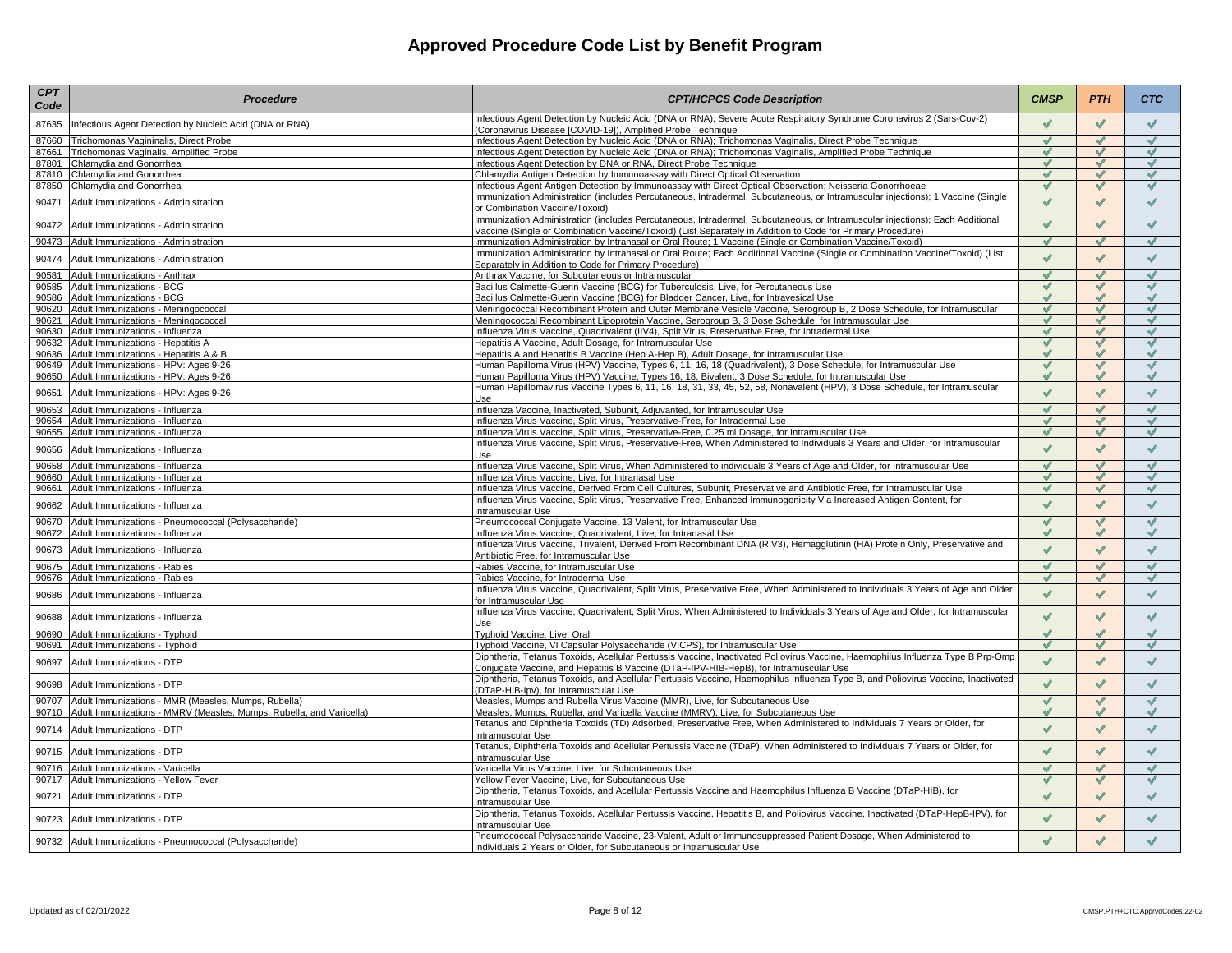# Approved Procedure Code List by Benefit Program

| CPT Code | Procedure | CPT/HCPCS Code Description | CMSP | PTH | CTC |
|---|---|---|---|---|---|
| 87635 | Infectious Agent Detection by Nucleic Acid (DNA or RNA) | Infectious Agent Detection by Nucleic Acid (DNA or RNA); Severe Acute Respiratory Syndrome Coronavirus 2 (Sars-Cov-2) (Coronavirus Disease [COVID-19]), Amplified Probe Technique | ✓ | ✓ | ✓ |
| 87660 | Trichomonas Vagininalis, Direct Probe | Infectious Agent Detection by Nucleic Acid (DNA or RNA); Trichomonas Vaginalis, Direct Probe Technique | ✓ | ✓ | ✓ |
| 87661 | Trichomonas Vaginalis, Amplified Probe | Infectious Agent Detection by Nucleic Acid (DNA or RNA); Trichomonas Vaginalis, Amplified Probe Technique | ✓ | ✓ | ✓ |
| 87801 | Chlamydia and Gonorrhea | Infectious Agent Detection by DNA or RNA, Direct Probe Technique | ✓ | ✓ | ✓ |
| 87810 | Chlamydia and Gonorrhea | Chlamydia Antigen Detection by Immunoassay with Direct Optical Observation | ✓ | ✓ | ✓ |
| 87850 | Chlamydia and Gonorrhea | Infectious Agent Antigen Detection by Immunoassay with Direct Optical Observation; Neisseria Gonorrhoeae | ✓ | ✓ | ✓ |
| 90471 | Adult Immunizations - Administration | Immunization Administration (includes Percutaneous, Intradermal, Subcutaneous, or Intramuscular injections); 1 Vaccine (Single or Combination Vaccine/Toxoid) | ✓ | ✓ | ✓ |
| 90472 | Adult Immunizations - Administration | Immunization Administration (includes Percutaneous, Intradermal, Subcutaneous, or Intramuscular injections); Each Additional Vaccine (Single or Combination Vaccine/Toxoid) (List Separately in Addition to Code for Primary Procedure) | ✓ | ✓ | ✓ |
| 90473 | Adult Immunizations - Administration | Immunization Administration by Intranasal or Oral Route; 1 Vaccine (Single or Combination Vaccine/Toxoid) | ✓ | ✓ | ✓ |
| 90474 | Adult Immunizations - Administration | Immunization Administration by Intranasal or Oral Route; Each Additional Vaccine (Single or Combination Vaccine/Toxoid) (List Separately in Addition to Code for Primary Procedure) | ✓ | ✓ | ✓ |
| 90581 | Adult Immunizations - Anthrax | Anthrax Vaccine, for Subcutaneous or Intramuscular | ✓ | ✓ | ✓ |
| 90585 | Adult Immunizations - BCG | Bacillus Calmette-Guerin Vaccine (BCG) for Tuberculosis, Live, for Percutaneous Use | ✓ | ✓ | ✓ |
| 90586 | Adult Immunizations - BCG | Bacillus Calmette-Guerin Vaccine (BCG) for Bladder Cancer, Live, for Intravesical Use | ✓ | ✓ | ✓ |
| 90620 | Adult Immunizations - Meningococcal | Meningococcal Recombinant Protein and Outer Membrane Vesicle Vaccine, Serogroup B, 2 Dose Schedule, for Intramuscular | ✓ | ✓ | ✓ |
| 90621 | Adult Immunizations - Meningococcal | Meningococcal Recombinant Lipoprotein Vaccine, Serogroup B, 3 Dose Schedule, for Intramuscular Use | ✓ | ✓ | ✓ |
| 90630 | Adult Immunizations - Influenza | Influenza Virus Vaccine, Quadrivalent (IIV4), Split Virus, Preservative Free, for Intradermal Use | ✓ | ✓ | ✓ |
| 90632 | Adult Immunizations - Hepatitis A | Hepatitis A Vaccine, Adult Dosage, for Intramuscular Use | ✓ | ✓ | ✓ |
| 90636 | Adult Immunizations - Hepatitis A & B | Hepatitis A and Hepatitis B Vaccine (Hep A-Hep B), Adult Dosage, for Intramuscular Use | ✓ | ✓ | ✓ |
| 90649 | Adult Immunizations - HPV: Ages 9-26 | Human Papilloma Virus (HPV) Vaccine, Types 6, 11, 16, 18 (Quadrivalent), 3 Dose Schedule, for Intramuscular Use | ✓ | ✓ | ✓ |
| 90650 | Adult Immunizations - HPV: Ages 9-26 | Human Papilloma Virus (HPV) Vaccine, Types 16, 18, Bivalent, 3 Dose Schedule, for Intramuscular Use | ✓ | ✓ | ✓ |
| 90651 | Adult Immunizations - HPV: Ages 9-26 | Human Papillomavirus Vaccine Types 6, 11, 16, 18, 31, 33, 45, 52, 58, Nonavalent (HPV), 3 Dose Schedule, for Intramuscular Use | ✓ | ✓ | ✓ |
| 90653 | Adult Immunizations - Influenza | Influenza Vaccine, Inactivated, Subunit, Adjuvanted, for Intramuscular Use | ✓ | ✓ | ✓ |
| 90654 | Adult Immunizations - Influenza | Influenza Virus Vaccine, Split Virus, Preservative-Free, for Intradermal Use | ✓ | ✓ | ✓ |
| 90655 | Adult Immunizations - Influenza | Influenza Virus Vaccine, Split Virus, Preservative-Free, 0.25 ml Dosage, for Intramuscular Use | ✓ | ✓ | ✓ |
| 90656 | Adult Immunizations - Influenza | Influenza Virus Vaccine, Split Virus, Preservative-Free, When Administered to Individuals 3 Years and Older, for Intramuscular Use | ✓ | ✓ | ✓ |
| 90658 | Adult Immunizations - Influenza | Influenza Virus Vaccine, Split Virus, When Administered to individuals 3 Years of Age and Older, for Intramuscular Use | ✓ | ✓ | ✓ |
| 90660 | Adult Immunizations - Influenza | Influenza Virus Vaccine, Live, for Intranasal Use | ✓ | ✓ | ✓ |
| 90661 | Adult Immunizations - Influenza | Influenza Virus Vaccine, Derived From Cell Cultures, Subunit, Preservative and Antibiotic Free, for Intramuscular Use | ✓ | ✓ | ✓ |
| 90662 | Adult Immunizations - Influenza | Influenza Virus Vaccine, Split Virus, Preservative Free, Enhanced Immunogenicity Via Increased Antigen Content, for Intramuscular Use | ✓ | ✓ | ✓ |
| 90670 | Adult Immunizations - Pneumococcal (Polysaccharide) | Pneumococcal Conjugate Vaccine, 13 Valent, for Intramuscular Use | ✓ | ✓ | ✓ |
| 90672 | Adult Immunizations - Influenza | Influenza Virus Vaccine, Quadrivalent, Live, for Intranasal Use | ✓ | ✓ | ✓ |
| 90673 | Adult Immunizations - Influenza | Influenza Virus Vaccine, Trivalent, Derived From Recombinant DNA (RIV3), Hemagglutinin (HA) Protein Only, Preservative and Antibiotic Free, for Intramuscular Use | ✓ | ✓ | ✓ |
| 90675 | Adult Immunizations - Rabies | Rabies Vaccine, for Intramuscular Use | ✓ | ✓ | ✓ |
| 90676 | Adult Immunizations - Rabies | Rabies Vaccine, for Intradermal Use | ✓ | ✓ | ✓ |
| 90686 | Adult Immunizations - Influenza | Influenza Virus Vaccine, Quadrivalent, Split Virus, Preservative Free, When Administered to Individuals 3 Years of Age and Older, for Intramuscular Use | ✓ | ✓ | ✓ |
| 90688 | Adult Immunizations - Influenza | Influenza Virus Vaccine, Quadrivalent, Split Virus, When Administered to Individuals 3 Years of Age and Older, for Intramuscular Use | ✓ | ✓ | ✓ |
| 90690 | Adult Immunizations - Typhoid | Typhoid Vaccine, Live, Oral | ✓ | ✓ | ✓ |
| 90691 | Adult Immunizations - Typhoid | Typhoid Vaccine, VI Capsular Polysaccharide (VICPS), for Intramuscular Use | ✓ | ✓ | ✓ |
| 90697 | Adult Immunizations - DTP | Diphtheria, Tetanus Toxoids, Acellular Pertussis Vaccine, Inactivated Poliovirus Vaccine, Haemophilus Influenza Type B Prp-Omp Conjugate Vaccine, and Hepatitis B Vaccine (DTaP-IPV-HIB-HepB), for Intramuscular Use | ✓ | ✓ | ✓ |
| 90698 | Adult Immunizations - DTP | Diphtheria, Tetanus Toxoids, and Acellular Pertussis Vaccine, Haemophilus Influenza Type B, and Poliovirus Vaccine, Inactivated (DTaP-HIB-Ipv), for Intramuscular Use | ✓ | ✓ | ✓ |
| 90707 | Adult Immunizations - MMR (Measles, Mumps, Rubella) | Measles, Mumps and Rubella Virus Vaccine (MMR), Live, for Subcutaneous Use | ✓ | ✓ | ✓ |
| 90710 | Adult Immunizations - MMRV (Measles, Mumps, Rubella, and Varicella) | Measles, Mumps, Rubella, and Varicella Vaccine (MMRV), Live, for Subcutaneous Use | ✓ | ✓ | ✓ |
| 90714 | Adult Immunizations - DTP | Tetanus and Diphtheria Toxoids (TD) Adsorbed, Preservative Free, When Administered to Individuals 7 Years or Older, for Intramuscular Use | ✓ | ✓ | ✓ |
| 90715 | Adult Immunizations - DTP | Tetanus, Diphtheria Toxoids and Acellular Pertussis Vaccine (TDaP), When Administered to Individuals 7 Years or Older, for Intramuscular Use | ✓ | ✓ | ✓ |
| 90716 | Adult Immunizations - Varicella | Varicella Virus Vaccine, Live, for Subcutaneous Use | ✓ | ✓ | ✓ |
| 90717 | Adult Immunizations - Yellow Fever | Yellow Fever Vaccine, Live, for Subcutaneous Use | ✓ | ✓ | ✓ |
| 90721 | Adult Immunizations - DTP | Diphtheria, Tetanus Toxoids, and Acellular Pertussis Vaccine and Haemophilus Influenza B Vaccine (DTaP-HIB), for Intramuscular Use | ✓ | ✓ | ✓ |
| 90723 | Adult Immunizations - DTP | Diphtheria, Tetanus Toxoids, Acellular Pertussis Vaccine, Hepatitis B, and Poliovirus Vaccine, Inactivated (DTaP-HepB-IPV), for Intramuscular Use | ✓ | ✓ | ✓ |
| 90732 | Adult Immunizations - Pneumococcal (Polysaccharide) | Pneumococcal Polysaccharide Vaccine, 23-Valent, Adult or Immunosuppressed Patient Dosage, When Administered to Individuals 2 Years or Older, for Subcutaneous or Intramuscular Use | ✓ | ✓ | ✓ |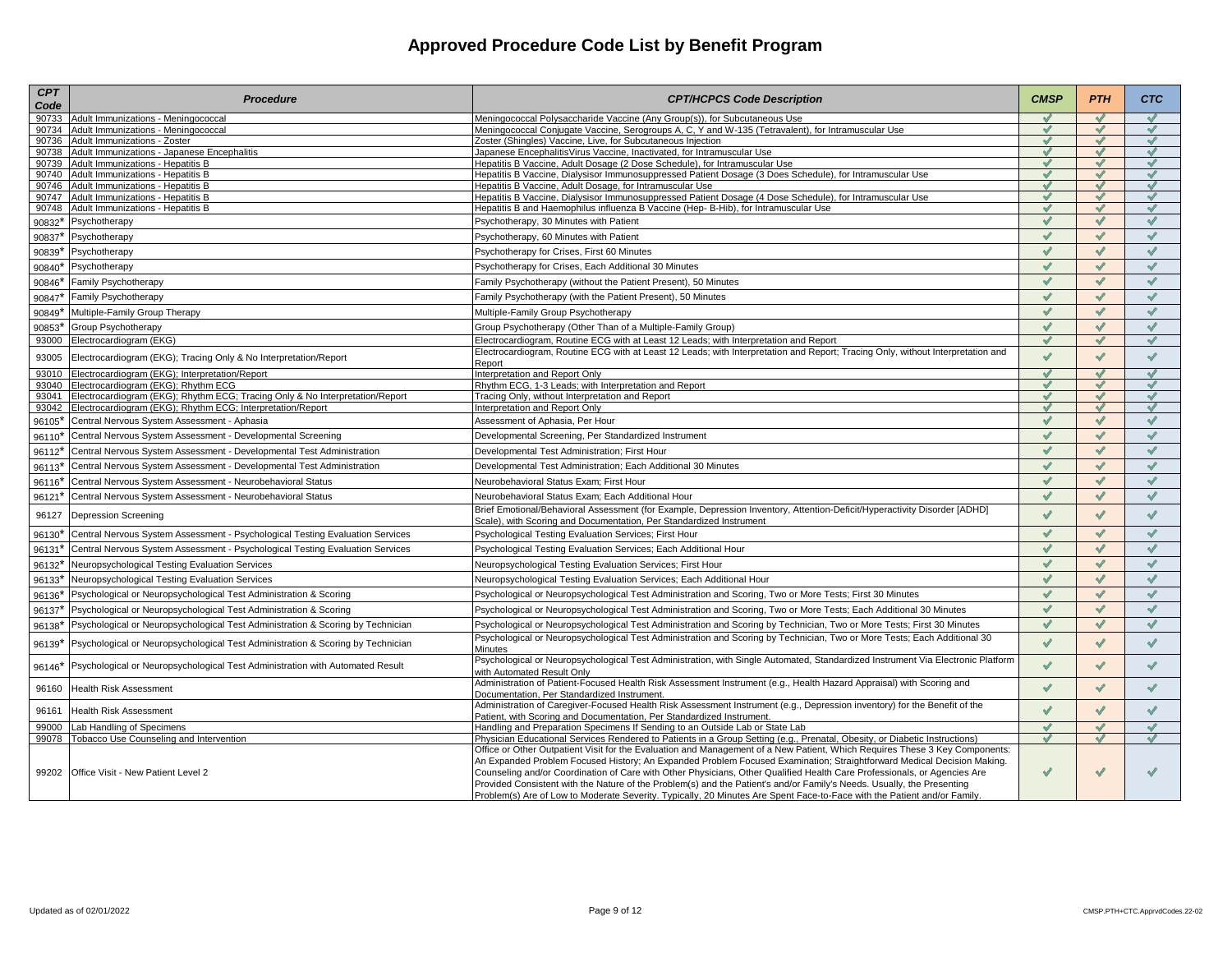# Approved Procedure Code List by Benefit Program

| CPT Code | Procedure | CPT/HCPCS Code Description | CMSP | PTH | CTC |
|---|---|---|---|---|---|
| 90733 | Adult Immunizations - Meningococcal | Meningococcal Polysaccharide Vaccine (Any Group(s)), for Subcutaneous Use | ✓ | ✓ | ✓ |
| 90734 | Adult Immunizations - Meningococcal | Meningococcal Conjugate Vaccine, Serogroups A, C, Y and W-135 (Tetravalent), for Intramuscular Use | ✓ | ✓ | ✓ |
| 90736 | Adult Immunizations - Zoster | Zoster (Shingles) Vaccine, Live, for Subcutaneous Injection | ✓ | ✓ | ✓ |
| 90738 | Adult Immunizations - Japanese Encephalitis | Japanese EncephalitisVirus Vaccine, Inactivated, for Intramuscular Use | ✓ | ✓ | ✓ |
| 90739 | Adult Immunizations - Hepatitis B | Hepatitis B Vaccine, Adult Dosage (2 Dose Schedule), for Intramuscular Use | ✓ | ✓ | ✓ |
| 90740 | Adult Immunizations - Hepatitis B | Hepatitis B Vaccine, Dialysisor Immunosuppressed Patient Dosage (3 Does Schedule), for Intramuscular Use | ✓ | ✓ | ✓ |
| 90746 | Adult Immunizations - Hepatitis B | Hepatitis B Vaccine, Adult Dosage, for Intramuscular Use | ✓ | ✓ | ✓ |
| 90747 | Adult Immunizations - Hepatitis B | Hepatitis B Vaccine, Dialysisor Immunosuppressed Patient Dosage (4 Dose Schedule), for Intramuscular Use | ✓ | ✓ | ✓ |
| 90748 | Adult Immunizations - Hepatitis B | Hepatitis B and Haemophilus influenza B Vaccine (Hep- B-Hib), for Intramuscular Use | ✓ | ✓ | ✓ |
| 90832* | Psychotherapy | Psychotherapy, 30 Minutes with Patient | ✓ | ✓ | ✓ |
| 90837* | Psychotherapy | Psychotherapy, 60 Minutes with Patient | ✓ | ✓ | ✓ |
| 90839* | Psychotherapy | Psychotherapy for Crises, First 60 Minutes | ✓ | ✓ | ✓ |
| 90840* | Psychotherapy | Psychotherapy for Crises, Each Additional 30 Minutes | ✓ | ✓ | ✓ |
| 90846* | Family Psychotherapy | Family Psychotherapy (without the Patient Present), 50 Minutes | ✓ | ✓ | ✓ |
| 90847* | Family Psychotherapy | Family Psychotherapy (with the Patient Present), 50 Minutes | ✓ | ✓ | ✓ |
| 90849* | Multiple-Family Group Therapy | Multiple-Family Group Psychotherapy | ✓ | ✓ | ✓ |
| 90853* | Group Psychotherapy | Group Psychotherapy (Other Than of a Multiple-Family Group) | ✓ | ✓ | ✓ |
| 93000 | Electrocardiogram (EKG) | Electrocardiogram, Routine ECG with at Least 12 Leads; with Interpretation and Report | ✓ | ✓ | ✓ |
| 93005 | Electrocardiogram (EKG); Tracing Only & No Interpretation/Report | Electrocardiogram, Routine ECG with at Least 12 Leads; with Interpretation and Report; Tracing Only, without Interpretation and Report | ✓ | ✓ | ✓ |
| 93010 | Electrocardiogram (EKG); Interpretation/Report | Interpretation and Report Only | ✓ | ✓ | ✓ |
| 93040 | Electrocardiogram (EKG); Rhythm ECG | Rhythm ECG, 1-3 Leads; with Interpretation and Report | ✓ | ✓ | ✓ |
| 93041 | Electrocardiogram (EKG); Rhythm ECG; Tracing Only & No Interpretation/Report | Tracing Only, without Interpretation and Report | ✓ | ✓ | ✓ |
| 93042 | Electrocardiogram (EKG); Rhythm ECG; Interpretation/Report | Interpretation and Report Only | ✓ | ✓ | ✓ |
| 96105* | Central Nervous System Assessment - Aphasia | Assessment of Aphasia, Per Hour | ✓ | ✓ | ✓ |
| 96110* | Central Nervous System Assessment - Developmental Screening | Developmental Screening, Per Standardized Instrument | ✓ | ✓ | ✓ |
| 96112* | Central Nervous System Assessment - Developmental Test Administration | Developmental Test Administration; First Hour | ✓ | ✓ | ✓ |
| 96113* | Central Nervous System Assessment - Developmental Test Administration | Developmental Test Administration; Each Additional 30 Minutes | ✓ | ✓ | ✓ |
| 96116* | Central Nervous System Assessment - Neurobehavioral Status | Neurobehavioral Status Exam; First Hour | ✓ | ✓ | ✓ |
| 96121* | Central Nervous System Assessment - Neurobehavioral Status | Neurobehavioral Status Exam; Each Additional Hour | ✓ | ✓ | ✓ |
| 96127 | Depression Screening | Brief Emotional/Behavioral Assessment (for Example, Depression Inventory, Attention-Deficit/Hyperactivity Disorder [ADHD] Scale), with Scoring and Documentation, Per Standardized Instrument | ✓ | ✓ | ✓ |
| 96130* | Central Nervous System Assessment - Psychological Testing Evaluation Services | Psychological Testing Evaluation Services; First Hour | ✓ | ✓ | ✓ |
| 96131* | Central Nervous System Assessment - Psychological Testing Evaluation Services | Psychological Testing Evaluation Services; Each Additional Hour | ✓ | ✓ | ✓ |
| 96132* | Neuropsychological Testing Evaluation Services | Neuropsychological Testing Evaluation Services; First Hour | ✓ | ✓ | ✓ |
| 96133* | Neuropsychological Testing Evaluation Services | Neuropsychological Testing Evaluation Services; Each Additional Hour | ✓ | ✓ | ✓ |
| 96136* | Psychological or Neuropsychological Test Administration & Scoring | Psychological or Neuropsychological Test Administration and Scoring, Two or More Tests; First 30 Minutes | ✓ | ✓ | ✓ |
| 96137* | Psychological or Neuropsychological Test Administration & Scoring | Psychological or Neuropsychological Test Administration and Scoring, Two or More Tests; Each Additional 30 Minutes | ✓ | ✓ | ✓ |
| 96138* | Psychological or Neuropsychological Test Administration & Scoring by Technician | Psychological or Neuropsychological Test Administration and Scoring by Technician, Two or More Tests; First 30 Minutes | ✓ | ✓ | ✓ |
| 96139* | Psychological or Neuropsychological Test Administration & Scoring by Technician | Psychological or Neuropsychological Test Administration and Scoring by Technician, Two or More Tests; Each Additional 30 Minutes | ✓ | ✓ | ✓ |
| 96146* | Psychological or Neuropsychological Test Administration with Automated Result | Psychological or Neuropsychological Test Administration, with Single Automated, Standardized Instrument Via Electronic Platform with Automated Result Only | ✓ | ✓ | ✓ |
| 96160 | Health Risk Assessment | Administration of Patient-Focused Health Risk Assessment Instrument (e.g., Health Hazard Appraisal) with Scoring and Documentation, Per Standardized Instrument. | ✓ | ✓ | ✓ |
| 96161 | Health Risk Assessment | Administration of Caregiver-Focused Health Risk Assessment Instrument (e.g., Depression inventory) for the Benefit of the Patient, with Scoring and Documentation, Per Standardized Instrument. | ✓ | ✓ | ✓ |
| 99000 | Lab Handling of Specimens | Handling and Preparation Specimens If Sending to an Outside Lab or State Lab | ✓ | ✓ | ✓ |
| 99078 | Tobacco Use Counseling and Intervention | Physician Educational Services Rendered to Patients in a Group Setting (e.g., Prenatal, Obesity, or Diabetic Instructions) | ✓ | ✓ | ✓ |
| 99202 | Office Visit - New Patient Level 2 | Office or Other Outpatient Visit for the Evaluation and Management of a New Patient, Which Requires These 3 Key Components: An Expanded Problem Focused History; An Expanded Problem Focused Examination; Straightforward Medical Decision Making. Counseling and/or Coordination of Care with Other Physicians, Other Qualified Health Care Professionals, or Agencies Are Provided Consistent with the Nature of the Problem(s) and the Patient's and/or Family's Needs. Usually, the Presenting Problem(s) Are of Low to Moderate Severity. Typically, 20 Minutes Are Spent Face-to-Face with the Patient and/or Family. | ✓ | ✓ | ✓ |

Updated as of 02/01/2022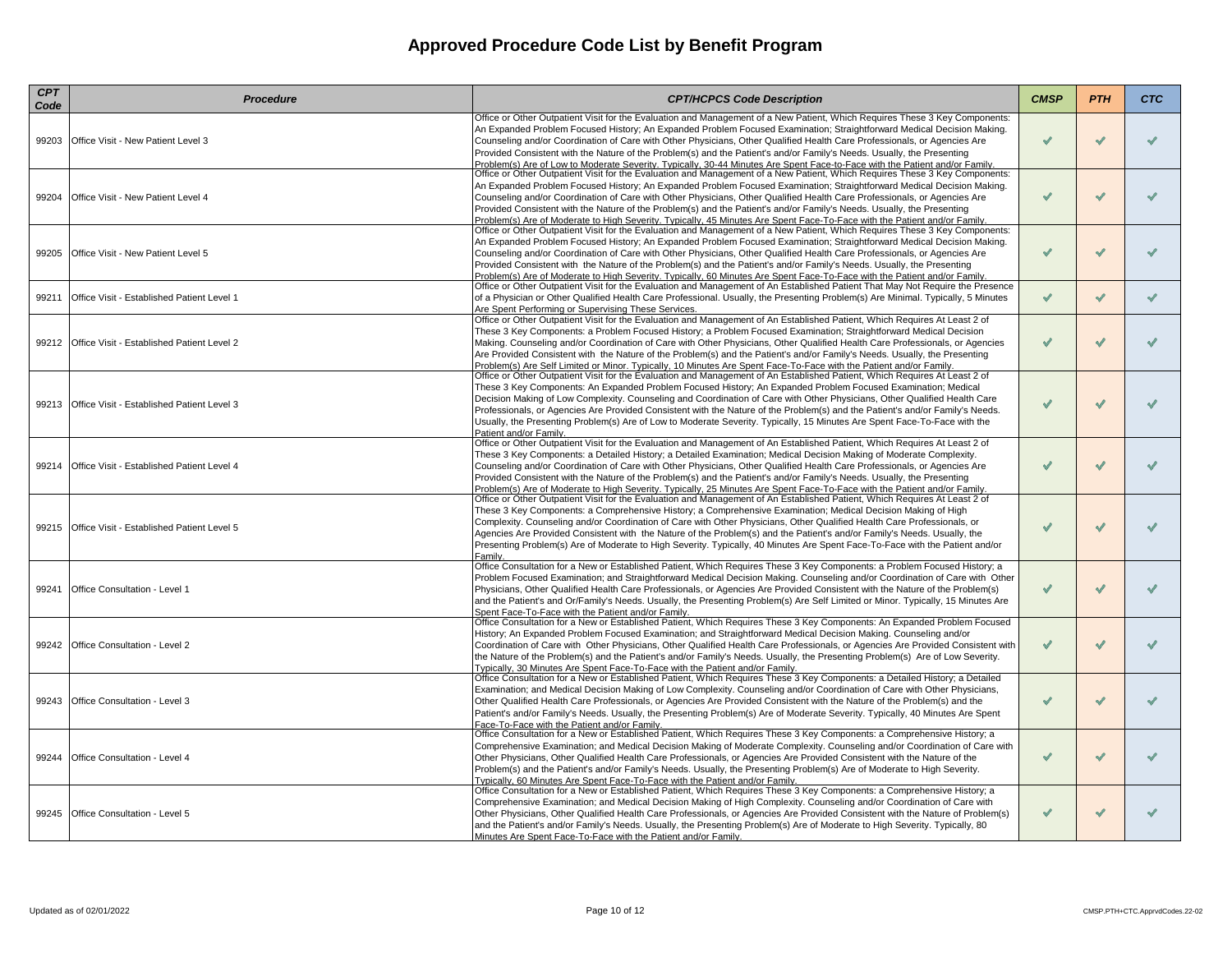# Approved Procedure Code List by Benefit Program

| CPT Code | Procedure | CPT/HCPCS Code Description | CMSP | PTH | CTC |
|---|---|---|---|---|---|
| 99203 | Office Visit - New Patient Level 3 | Office or Other Outpatient Visit for the Evaluation and Management of a New Patient, Which Requires These 3 Key Components: An Expanded Problem Focused History; An Expanded Problem Focused Examination; Straightforward Medical Decision Making. Counseling and/or Coordination of Care with Other Physicians, Other Qualified Health Care Professionals, or Agencies Are Provided Consistent with the Nature of the Problem(s) and the Patient's and/or Family's Needs. Usually, the Presenting Problem(s) Are of Low to Moderate Severity. Typically, 30-44 Minutes Are Spent Face-to-Face with the Patient and/or Family. | ✔ | ✔ | ✔ |
| 99204 | Office Visit - New Patient Level 4 | Office or Other Outpatient Visit for the Evaluation and Management of a New Patient, Which Requires These 3 Key Components: An Expanded Problem Focused History; An Expanded Problem Focused Examination; Straightforward Medical Decision Making. Counseling and/or Coordination of Care with Other Physicians, Other Qualified Health Care Professionals, or Agencies Are Provided Consistent with the Nature of the Problem(s) and the Patient's and/or Family's Needs. Usually, the Presenting Problem(s) Are of Moderate to High Severity. Typically, 45 Minutes Are Spent Face-To-Face with the Patient and/or Family. | ✔ | ✔ | ✔ |
| 99205 | Office Visit - New Patient Level 5 | Office or Other Outpatient Visit for the Evaluation and Management of a New Patient, Which Requires These 3 Key Components: An Expanded Problem Focused History; An Expanded Problem Focused Examination; Straightforward Medical Decision Making. Counseling and/or Coordination of Care with Other Physicians, Other Qualified Health Care Professionals, or Agencies Are Provided Consistent with the Nature of the Problem(s) and the Patient's and/or Family's Needs. Usually, the Presenting Problem(s) Are of Moderate to High Severity. Typically, 60 Minutes Are Spent Face-To-Face with the Patient and/or Family. | ✔ | ✔ | ✔ |
| 99211 | Office Visit - Established Patient Level 1 | Office or Other Outpatient Visit for the Evaluation and Management of An Established Patient That May Not Require the Presence of a Physician or Other Qualified Health Care Professional. Usually, the Presenting Problem(s) Are Minimal. Typically, 5 Minutes Are Spent Performing or Supervising These Services. | ✔ | ✔ | ✔ |
| 99212 | Office Visit - Established Patient Level 2 | Office or Other Outpatient Visit for the Evaluation and Management of An Established Patient, Which Requires At Least 2 of These 3 Key Components: a Problem Focused History; a Problem Focused Examination; Straightforward Medical Decision Making. Counseling and/or Coordination of Care with Other Physicians, Other Qualified Health Care Professionals, or Agencies Are Provided Consistent with the Nature of the Problem(s) and the Patient's and/or Family's Needs. Usually, the Presenting Problem(s) Are Self Limited or Minor. Typically, 10 Minutes Are Spent Face-To-Face with the Patient and/or Family. | ✔ | ✔ | ✔ |
| 99213 | Office Visit - Established Patient Level 3 | Office or Other Outpatient Visit for the Evaluation and Management of An Established Patient, Which Requires At Least 2 of These 3 Key Components: An Expanded Problem Focused History; An Expanded Problem Focused Examination; Medical Decision Making of Low Complexity. Counseling and Coordination of Care with Other Physicians, Other Qualified Health Care Professionals, or Agencies Are Provided Consistent with the Nature of the Problem(s) and the Patient's and/or Family's Needs. Usually, the Presenting Problem(s) Are of Low to Moderate Severity. Typically, 15 Minutes Are Spent Face-To-Face with the Patient and/or Family. | ✔ | ✔ | ✔ |
| 99214 | Office Visit - Established Patient Level 4 | Office or Other Outpatient Visit for the Evaluation and Management of An Established Patient, Which Requires At Least 2 of These 3 Key Components: a Detailed History; a Detailed Examination; Medical Decision Making of Moderate Complexity. Counseling and/or Coordination of Care with Other Physicians, Other Qualified Health Care Professionals, or Agencies Are Provided Consistent with the Nature of the Problem(s) and the Patient's and/or Family's Needs. Usually, the Presenting Problem(s) Are of Moderate to High Severity. Typically, 25 Minutes Are Spent Face-To-Face with the Patient and/or Family. | ✔ | ✔ | ✔ |
| 99215 | Office Visit - Established Patient Level 5 | Office or Other Outpatient Visit for the Evaluation and Management of An Established Patient, Which Requires At Least 2 of These 3 Key Components: a Comprehensive History; a Comprehensive Examination; Medical Decision Making of High Complexity. Counseling and/or Coordination of Care with Other Physicians, Other Qualified Health Care Professionals, or Agencies Are Provided Consistent with the Nature of the Problem(s) and the Patient's and/or Family's Needs. Usually, the Presenting Problem(s) Are of Moderate to High Severity. Typically, 40 Minutes Are Spent Face-To-Face with the Patient and/or Family. | ✔ | ✔ | ✔ |
| 99241 | Office Consultation - Level 1 | Office Consultation for a New or Established Patient, Which Requires These 3 Key Components: a Problem Focused History; a Problem Focused Examination; and Straightforward Medical Decision Making. Counseling and/or Coordination of Care with Other Physicians, Other Qualified Health Care Professionals, or Agencies Are Provided Consistent with the Nature of the Problem(s) and the Patient's and Or/Family's Needs. Usually, the Presenting Problem(s) Are Self Limited or Minor. Typically, 15 Minutes Are Spent Face-To-Face with the Patient and/or Family. | ✔ | ✔ | ✔ |
| 99242 | Office Consultation - Level 2 | Office Consultation for a New or Established Patient, Which Requires These 3 Key Components: An Expanded Problem Focused History; An Expanded Problem Focused Examination; and Straightforward Medical Decision Making. Counseling and/or Coordination of Care with Other Physicians, Other Qualified Health Care Professionals, or Agencies Are Provided Consistent with the Nature of the Problem(s) and the Patient's and/or Family's Needs. Usually, the Presenting Problem(s) Are of Low Severity. Typically, 30 Minutes Are Spent Face-To-Face with the Patient and/or Family. | ✔ | ✔ | ✔ |
| 99243 | Office Consultation - Level 3 | Office Consultation for a New or Established Patient, Which Requires These 3 Key Components: a Detailed History; a Detailed Examination; and Medical Decision Making of Low Complexity. Counseling and/or Coordination of Care with Other Physicians, Other Qualified Health Care Professionals, or Agencies Are Provided Consistent with the Nature of the Problem(s) and the Patient's and/or Family's Needs. Usually, the Presenting Problem(s) Are of Moderate Severity. Typically, 40 Minutes Are Spent Face-To-Face with the Patient and/or Family. | ✔ | ✔ | ✔ |
| 99244 | Office Consultation - Level 4 | Office Consultation for a New or Established Patient, Which Requires These 3 Key Components: a Comprehensive History; a Comprehensive Examination; and Medical Decision Making of Moderate Complexity. Counseling and/or Coordination of Care with Other Physicians, Other Qualified Health Care Professionals, or Agencies Are Provided Consistent with the Nature of the Problem(s) and the Patient's and/or Family's Needs. Usually, the Presenting Problem(s) Are of Moderate to High Severity. Typically, 60 Minutes Are Spent Face-To-Face with the Patient and/or Family. | ✔ | ✔ | ✔ |
| 99245 | Office Consultation - Level 5 | Office Consultation for a New or Established Patient, Which Requires These 3 Key Components: a Comprehensive History; a Comprehensive Examination; and Medical Decision Making of High Complexity. Counseling and/or Coordination of Care with Other Physicians, Other Qualified Health Care Professionals, or Agencies Are Provided Consistent with the Nature of Problem(s) and the Patient's and/or Family's Needs. Usually, the Presenting Problem(s) Are of Moderate to High Severity. Typically, 80 Minutes Are Spent Face-To-Face with the Patient and/or Family. | ✔ | ✔ | ✔ |

Updated as of 02/01/2022

CMSP.PTH+CTC.ApprvdCodes.22-02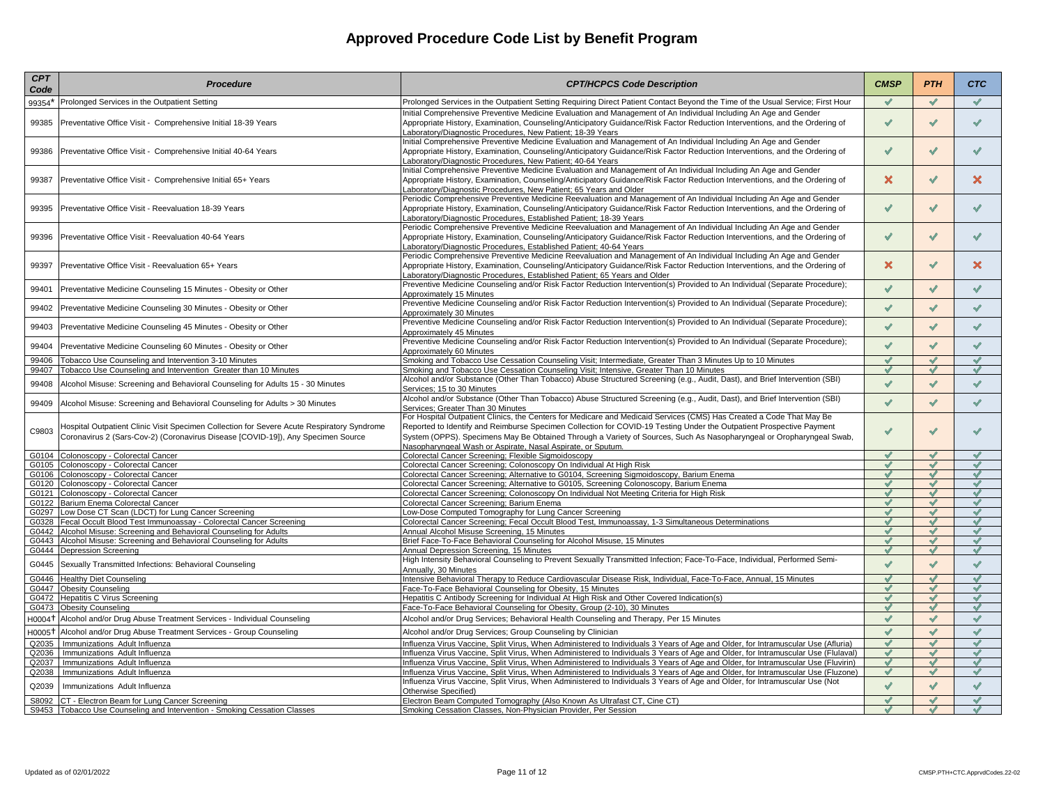# Approved Procedure Code List by Benefit Program

| CPT Code | Procedure | CPT/HCPCS Code Description | CMSP | PTH | CTC |
|---|---|---|---|---|---|
| 99354* | Prolonged Services in the Outpatient Setting | Prolonged Services in the Outpatient Setting Requiring Direct Patient Contact Beyond the Time of the Usual Service; First Hour | ✔ | ✔ | ✔ |
| 99385 | Preventative Office Visit - Comprehensive Initial 18-39 Years | Initial Comprehensive Preventive Medicine Evaluation and Management of An Individual Including An Age and Gender Appropriate History, Examination, Counseling/Anticipatory Guidance/Risk Factor Reduction Interventions, and the Ordering of Laboratory/Diagnostic Procedures, New Patient; 18-39 Years | ✔ | ✔ | ✔ |
| 99386 | Preventative Office Visit - Comprehensive Initial 40-64 Years | Initial Comprehensive Preventive Medicine Evaluation and Management of An Individual Including An Age and Gender Appropriate History, Examination, Counseling/Anticipatory Guidance/Risk Factor Reduction Interventions, and the Ordering of Laboratory/Diagnostic Procedures, New Patient; 40-64 Years | ✔ | ✔ | ✔ |
| 99387 | Preventative Office Visit - Comprehensive Initial 65+ Years | Initial Comprehensive Preventive Medicine Evaluation and Management of An Individual Including An Age and Gender Appropriate History, Examination, Counseling/Anticipatory Guidance/Risk Factor Reduction Interventions, and the Ordering of Laboratory/Diagnostic Procedures, New Patient; 65 Years and Older | ✖ | ✔ | ✖ |
| 99395 | Preventative Office Visit - Reevaluation 18-39 Years | Periodic Comprehensive Preventive Medicine Reevaluation and Management of An Individual Including An Age and Gender Appropriate History, Examination, Counseling/Anticipatory Guidance/Risk Factor Reduction Interventions, and the Ordering of Laboratory/Diagnostic Procedures, Established Patient; 18-39 Years | ✔ | ✔ | ✔ |
| 99396 | Preventative Office Visit - Reevaluation 40-64 Years | Periodic Comprehensive Preventive Medicine Reevaluation and Management of An Individual Including An Age and Gender Appropriate History, Examination, Counseling/Anticipatory Guidance/Risk Factor Reduction Interventions, and the Ordering of Laboratory/Diagnostic Procedures, Established Patient; 40-64 Years | ✔ | ✔ | ✔ |
| 99397 | Preventative Office Visit - Reevaluation 65+ Years | Periodic Comprehensive Preventive Medicine Reevaluation and Management of An Individual Including An Age and Gender Appropriate History, Examination, Counseling/Anticipatory Guidance/Risk Factor Reduction Interventions, and the Ordering of Laboratory/Diagnostic Procedures, Established Patient; 65 Years and Older | ✖ | ✔ | ✖ |
| 99401 | Preventative Medicine Counseling 15 Minutes - Obesity or Other | Preventive Medicine Counseling and/or Risk Factor Reduction Intervention(s) Provided to An Individual (Separate Procedure); Approximately 15 Minutes | ✔ | ✔ | ✔ |
| 99402 | Preventative Medicine Counseling 30 Minutes - Obesity or Other | Preventive Medicine Counseling and/or Risk Factor Reduction Intervention(s) Provided to An Individual (Separate Procedure); Approximately 30 Minutes | ✔ | ✔ | ✔ |
| 99403 | Preventative Medicine Counseling 45 Minutes - Obesity or Other | Preventive Medicine Counseling and/or Risk Factor Reduction Intervention(s) Provided to An Individual (Separate Procedure); Approximately 45 Minutes | ✔ | ✔ | ✔ |
| 99404 | Preventative Medicine Counseling 60 Minutes - Obesity or Other | Preventive Medicine Counseling and/or Risk Factor Reduction Intervention(s) Provided to An Individual (Separate Procedure); Approximately 60 Minutes | ✔ | ✔ | ✔ |
| 99406 | Tobacco Use Counseling and Intervention 3-10 Minutes | Smoking and Tobacco Use Cessation Counseling Visit; Intermediate, Greater Than 3 Minutes Up to 10 Minutes | ✔ | ✔ | ✔ |
| 99407 | Tobacco Use Counseling and Intervention Greater than 10 Minutes | Smoking and Tobacco Use Cessation Counseling Visit; Intensive, Greater Than 10 Minutes | ✔ | ✔ | ✔ |
| 99408 | Alcohol Misuse: Screening and Behavioral Counseling for Adults 15 - 30 Minutes | Alcohol and/or Substance (Other Than Tobacco) Abuse Structured Screening (e.g., Audit, Dast), and Brief Intervention (SBI) Services; 15 to 30 Minutes | ✔ | ✔ | ✔ |
| 99409 | Alcohol Misuse: Screening and Behavioral Counseling for Adults > 30 Minutes | Alcohol and/or Substance (Other Than Tobacco) Abuse Structured Screening (e.g., Audit, Dast), and Brief Intervention (SBI) Services; Greater Than 30 Minutes | ✔ | ✔ | ✔ |
| C9803 | Hospital Outpatient Clinic Visit Specimen Collection for Severe Acute Respiratory Syndrome Coronavirus 2 (Sars-Cov-2) (Coronavirus Disease [COVID-19]), Any Specimen Source | For Hospital Outpatient Clinics, the Centers for Medicare and Medicaid Services (CMS) Has Created a Code That May Be Reported to Identify and Reimburse Specimen Collection for COVID-19 Testing Under the Outpatient Prospective Payment System (OPPS). Specimens May Be Obtained Through a Variety of Sources, Such As Nasopharyngeal or Oropharyngeal Swab, Nasopharyngeal Wash or Aspirate, Nasal Aspirate, or Sputum. | ✔ | ✔ | ✔ |
| G0104 | Colonoscopy - Colorectal Cancer | Colorectal Cancer Screening; Flexible Sigmoidoscopy | ✔ | ✔ | ✔ |
| G0105 | Colonoscopy - Colorectal Cancer | Colorectal Cancer Screening; Colonoscopy On Individual At High Risk | ✔ | ✔ | ✔ |
| G0106 | Colonoscopy - Colorectal Cancer | Colorectal Cancer Screening; Alternative to G0104, Screening Sigmoidoscopy, Barium Enema | ✔ | ✔ | ✔ |
| G0120 | Colonoscopy - Colorectal Cancer | Colorectal Cancer Screening; Alternative to G0105, Screening Colonoscopy, Barium Enema | ✔ | ✔ | ✔ |
| G0121 | Colonoscopy - Colorectal Cancer | Colorectal Cancer Screening; Colonoscopy On Individual Not Meeting Criteria for High Risk | ✔ | ✔ | ✔ |
| G0122 | Barium Enema Colorectal Cancer | Colorectal Cancer Screening; Barium Enema | ✔ | ✔ | ✔ |
| G0297 | Low Dose CT Scan (LDCT) for Lung Cancer Screening | Low-Dose Computed Tomography for Lung Cancer Screening | ✔ | ✔ | ✔ |
| G0328 | Fecal Occult Blood Test Immunoassay - Colorectal Cancer Screening | Colorectal Cancer Screening; Fecal Occult Blood Test, Immunoassay, 1-3 Simultaneous Determinations | ✔ | ✔ | ✔ |
| G0442 | Alcohol Misuse: Screening and Behavioral Counseling for Adults | Annual Alcohol Misuse Screening, 15 Minutes | ✔ | ✔ | ✔ |
| G0443 | Alcohol Misuse: Screening and Behavioral Counseling for Adults | Brief Face-To-Face Behavioral Counseling for Alcohol Misuse, 15 Minutes | ✔ | ✔ | ✔ |
| G0444 | Depression Screening | Annual Depression Screening, 15 Minutes | ✔ | ✔ | ✔ |
| G0445 | Sexually Transmitted Infections: Behavioral Counseling | High Intensity Behavioral Counseling to Prevent Sexually Transmitted Infection; Face-To-Face, Individual, Performed Semi-Annually, 30 Minutes | ✔ | ✔ | ✔ |
| G0446 | Healthy Diet Counseling | Intensive Behavioral Therapy to Reduce Cardiovascular Disease Risk, Individual, Face-To-Face, Annual, 15 Minutes | ✔ | ✔ | ✔ |
| G0447 | Obesity Counseling | Face-To-Face Behavioral Counseling for Obesity, 15 Minutes | ✔ | ✔ | ✔ |
| G0472 | Hepatitis C Virus Screening | Hepatitis C Antibody Screening for Individual At High Risk and Other Covered Indication(s) | ✔ | ✔ | ✔ |
| G0473 | Obesity Counseling | Face-To-Face Behavioral Counseling for Obesity, Group (2-10), 30 Minutes | ✔ | ✔ | ✔ |
| H0004† | Alcohol and/or Drug Abuse Treatment Services - Individual Counseling | Alcohol and/or Drug Services; Behavioral Health Counseling and Therapy, Per 15 Minutes | ✔ | ✔ | ✔ |
| H0005† | Alcohol and/or Drug Abuse Treatment Services - Group Counseling | Alcohol and/or Drug Services; Group Counseling by Clinician | ✔ | ✔ | ✔ |
| Q2035 | Immunizations Adult Influenza | Influenza Virus Vaccine, Split Virus, When Administered to Individuals 3 Years of Age and Older, for Intramuscular Use (Afluria) | ✔ | ✔ | ✔ |
| Q2036 | Immunizations Adult Influenza | Influenza Virus Vaccine, Split Virus, When Administered to Individuals 3 Years of Age and Older, for Intramuscular Use (Flulaval) | ✔ | ✔ | ✔ |
| Q2037 | Immunizations Adult Influenza | Influenza Virus Vaccine, Split Virus, When Administered to Individuals 3 Years of Age and Older, for Intramuscular Use (Fluvirin) | ✔ | ✔ | ✔ |
| Q2038 | Immunizations Adult Influenza | Influenza Virus Vaccine, Split Virus, When Administered to Individuals 3 Years of Age and Older, for Intramuscular Use (Fluzone) | ✔ | ✔ | ✔ |
| Q2039 | Immunizations Adult Influenza | Influenza Virus Vaccine, Split Virus, When Administered to Individuals 3 Years of Age and Older, for Intramuscular Use (Not Otherwise Specified) | ✔ | ✔ | ✔ |
| S8092 | CT - Electron Beam for Lung Cancer Screening | Electron Beam Computed Tomography (Also Known As Ultrafast CT, Cine CT) | ✔ | ✔ | ✔ |
| S9453 | Tobacco Use Counseling and Intervention - Smoking Cessation Classes | Smoking Cessation Classes, Non-Physician Provider, Per Session | ✔ | ✔ | ✔ |

Updated as of 02/01/2022

CMSP.PTH+CTC.ApprvdCodes.22-02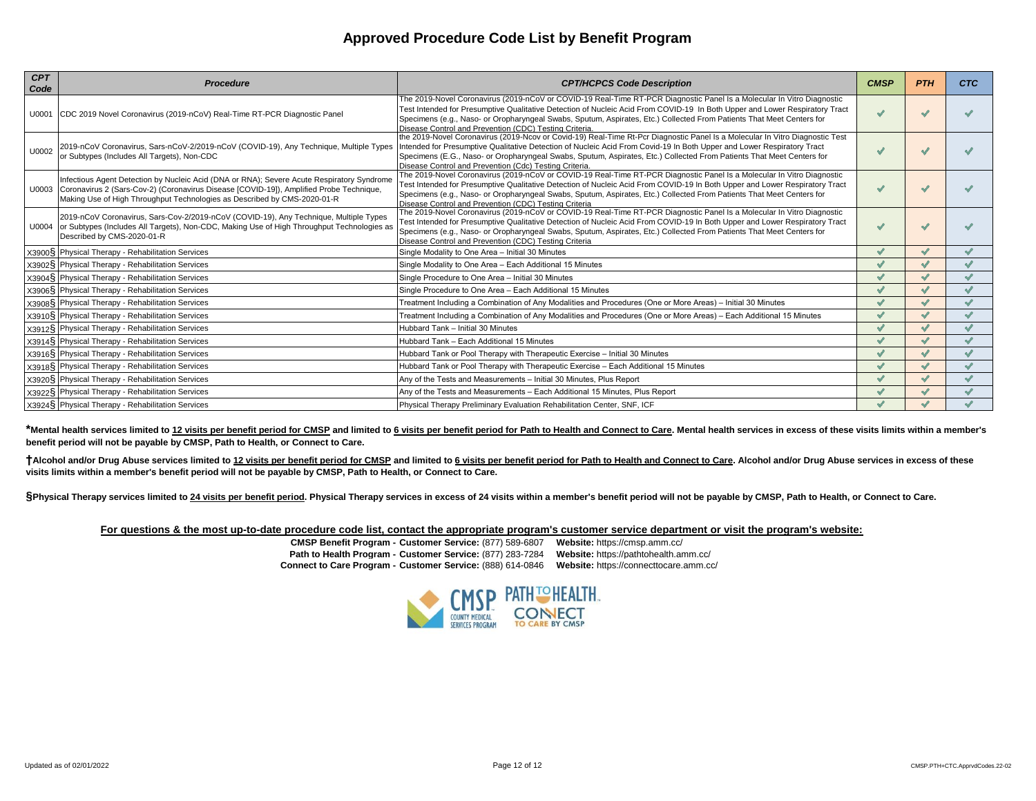# Approved Procedure Code List by Benefit Program

| CPT Code | Procedure | CPT/HCPCS Code Description | CMSP | PTH | CTC |
|---|---|---|---|---|---|
| U0001 | CDC 2019 Novel Coronavirus (2019-nCoV) Real-Time RT-PCR Diagnostic Panel | The 2019-Novel Coronavirus (2019-nCoV or COVID-19 Real-Time RT-PCR Diagnostic Panel Is a Molecular In Vitro Diagnostic Test Intended for Presumptive Qualitative Detection of Nucleic Acid From COVID-19 In Both Upper and Lower Respiratory Tract Specimens (e.g., Naso- or Oropharyngeal Swabs, Sputum, Aspirates, Etc.) Collected From Patients That Meet Centers for Disease Control and Prevention (CDC) Testing Criteria. | ✔ | ✔ | ✔ |
| U0002 | 2019-nCoV Coronavirus, Sars-nCoV-2/2019-nCoV (COVID-19), Any Technique, Multiple Types or Subtypes (Includes All Targets), Non-CDC | the 2019-Novel Coronavirus (2019-Ncov or Covid-19) Real-Time Rt-Pcr Diagnostic Panel Is a Molecular In Vitro Diagnostic Test Intended for Presumptive Qualitative Detection of Nucleic Acid From Covid-19 In Both Upper and Lower Respiratory Tract Specimens (E.G., Naso- or Oropharyngeal Swabs, Sputum, Aspirates, Etc.) Collected From Patients That Meet Centers for Disease Control and Prevention (Cdc) Testing Criteria. | ✔ | ✔ | ✔ |
| U0003 | Infectious Agent Detection by Nucleic Acid (DNA or RNA); Severe Acute Respiratory Syndrome Coronavirus 2 (Sars-Cov-2) (Coronavirus Disease [COVID-19]), Amplified Probe Technique, Making Use of High Throughput Technologies as Described by CMS-2020-01-R | The 2019-Novel Coronavirus (2019-nCoV or COVID-19 Real-Time RT-PCR Diagnostic Panel Is a Molecular In Vitro Diagnostic Test Intended for Presumptive Qualitative Detection of Nucleic Acid From COVID-19 In Both Upper and Lower Respiratory Tract Specimens (e.g., Naso- or Oropharyngeal Swabs, Sputum, Aspirates, Etc.) Collected From Patients That Meet Centers for Disease Control and Prevention (CDC) Testing Criteria | ✔ | ✔ | ✔ |
| U0004 | 2019-nCoV Coronavirus, Sars-Cov-2/2019-nCoV (COVID-19), Any Technique, Multiple Types or Subtypes (Includes All Targets), Non-CDC, Making Use of High Throughput Technologies as Described by CMS-2020-01-R | The 2019-Novel Coronavirus (2019-nCoV or COVID-19 Real-Time RT-PCR Diagnostic Panel Is a Molecular In Vitro Diagnostic Test Intended for Presumptive Qualitative Detection of Nucleic Acid From COVID-19 In Both Upper and Lower Respiratory Tract Specimens (e.g., Naso- or Oropharyngeal Swabs, Sputum, Aspirates, Etc.) Collected From Patients That Meet Centers for Disease Control and Prevention (CDC) Testing Criteria | ✔ | ✔ | ✔ |
| X3900§ | Physical Therapy - Rehabilitation Services | Single Modality to One Area – Initial 30 Minutes | ✔ | ✔ | ✔ |
| X3902§ | Physical Therapy - Rehabilitation Services | Single Modality to One Area – Each Additional 15 Minutes | ✔ | ✔ | ✔ |
| X3904§ | Physical Therapy - Rehabilitation Services | Single Procedure to One Area – Initial 30 Minutes | ✔ | ✔ | ✔ |
| X3906§ | Physical Therapy - Rehabilitation Services | Single Procedure to One Area – Each Additional 15 Minutes | ✔ | ✔ | ✔ |
| X3908§ | Physical Therapy - Rehabilitation Services | Treatment Including a Combination of Any Modalities and Procedures (One or More Areas) – Initial 30 Minutes | ✔ | ✔ | ✔ |
| X3910§ | Physical Therapy - Rehabilitation Services | Treatment Including a Combination of Any Modalities and Procedures (One or More Areas) – Each Additional 15 Minutes | ✔ | ✔ | ✔ |
| X3912§ | Physical Therapy - Rehabilitation Services | Hubbard Tank – Initial 30 Minutes | ✔ | ✔ | ✔ |
| X3914§ | Physical Therapy - Rehabilitation Services | Hubbard Tank – Each Additional 15 Minutes | ✔ | ✔ | ✔ |
| X3916§ | Physical Therapy - Rehabilitation Services | Hubbard Tank or Pool Therapy with Therapeutic Exercise – Initial 30 Minutes | ✔ | ✔ | ✔ |
| X3918§ | Physical Therapy - Rehabilitation Services | Hubbard Tank or Pool Therapy with Therapeutic Exercise – Each Additional 15 Minutes | ✔ | ✔ | ✔ |
| X3920§ | Physical Therapy - Rehabilitation Services | Any of the Tests and Measurements – Initial 30 Minutes, Plus Report | ✔ | ✔ | ✔ |
| X3922§ | Physical Therapy - Rehabilitation Services | Any of the Tests and Measurements – Each Additional 15 Minutes, Plus Report | ✔ | ✔ | ✔ |
| X3924§ | Physical Therapy - Rehabilitation Services | Physical Therapy Preliminary Evaluation Rehabilitation Center, SNF, ICF | ✔ | ✔ | ✔ |

**\*Mental health services limited to 12 visits per benefit period for CMSP and limited to 6 visits per benefit period for Path to Health and Connect to Care. Mental health services in excess of these visits limits within a member's benefit period will not be payable by CMSP, Path to Health, or Connect to Care.**

**†Alcohol and/or Drug Abuse services limited to 12 visits per benefit period for CMSP and limited to 6 visits per benefit period for Path to Health and Connect to Care. Alcohol and/or Drug Abuse services in excess of these visits limits within a member's benefit period will not be payable by CMSP, Path to Health, or Connect to Care.**

**§Physical Therapy services limited to 24 visits per benefit period. Physical Therapy services in excess of 24 visits within a member's benefit period will not be payable by CMSP, Path to Health, or Connect to Care.**

**For questions & the most up-to-date procedure code list, contact the appropriate program's customer service department or visit the program's website:**

**CMSP Benefit Program - Customer Service:** (877) 589-6807 **Website:** https://cmsp.amm.cc/
**Path to Health Program - Customer Service:** (877) 283-7284 **Website:** https://pathtohealth.amm.cc/
**Connect to Care Program - Customer Service:** (888) 614-0846 **Website:** https://connecttocare.amm.cc/

CMSP COUNTY MEDICAL SERVICES PROGRAM — PATH TO HEALTH — CONNECT TO CARE BY CMSP

Updated as of 02/01/2022

CMSP.PTH+CTC.ApprvdCodes.22-02